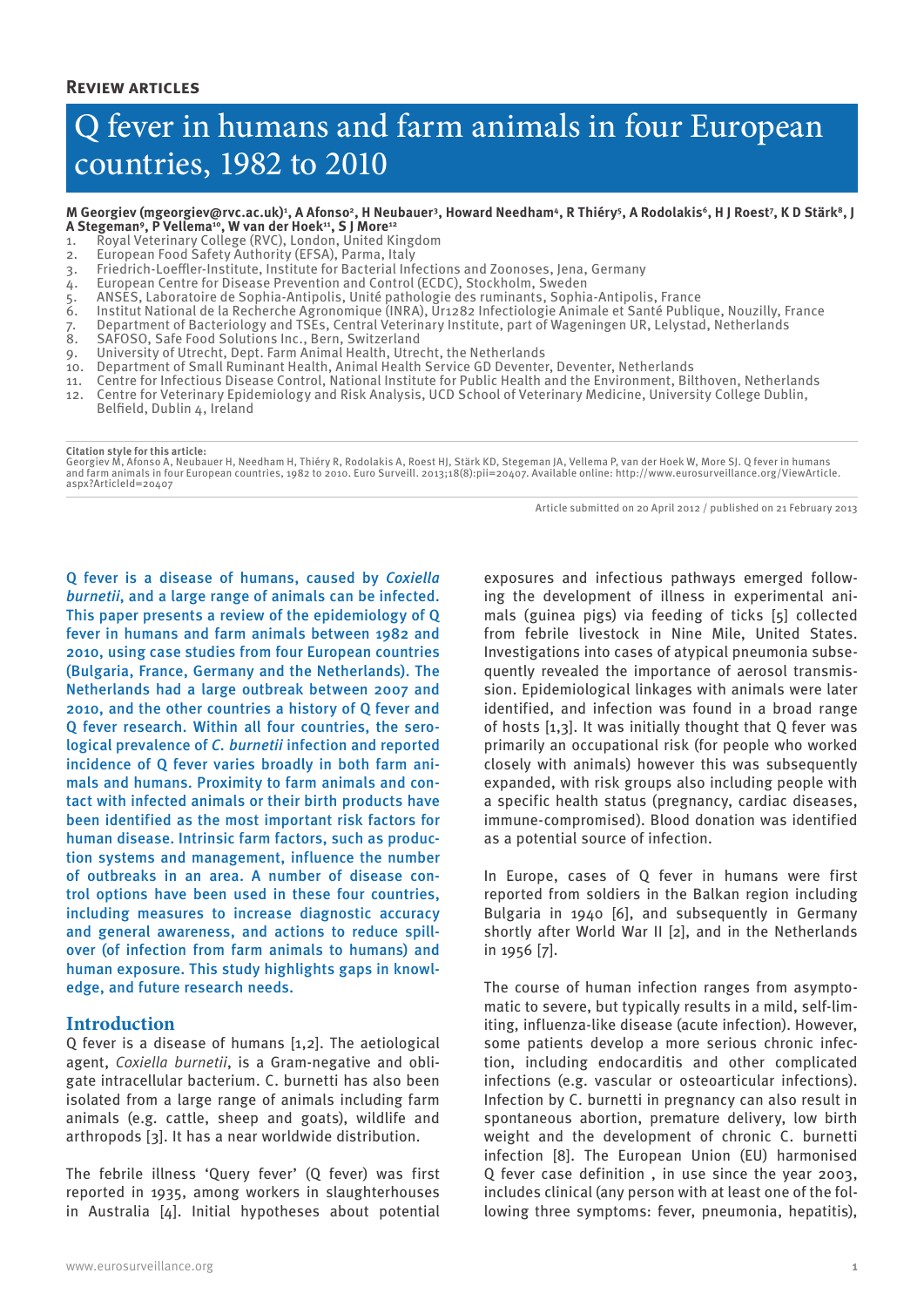**Review articles**

# Q fever in humans and farm animals in four European countries, 1982 to 2010

**M Georgiev (mgeorgiev@rvc.ac.uk)[1], A Afonso[2], H Neubauer[3], Howard Needham[4], R Thiéry[5], A Rodolakis[6], H J Roest[7], K D Stärk[8], J A Stegeman[9], P Vellema[10], W van der Hoek[11], S J More[12]**

1. Royal Veterinary College (RVC), London, United Kingdom
2. European Food Safety Authority (EFSA), Parma, Italy
3. Friedrich-Loeffler-Institute, Institute for Bacterial Infections and Zoonoses, Jena, Germany
4. European Centre for Disease Prevention and Control (ECDC), Stockholm, Sweden
5. ANSES, Laboratoire de Sophia-Antipolis, Unité pathologie des ruminants, Sophia-Antipolis, France
6. Institut National de la Recherche Agronomique (INRA), Ur1282 Infectiologie Animale et Santé Publique, Nouzilly, France
7. Department of Bacteriology and TSEs, Central Veterinary Institute, part of Wageningen UR, Lelystad, Netherlands
8. SAFOSO, Safe Food Solutions Inc., Bern, Switzerland
9. University of Utrecht, Dept. Farm Animal Health, Utrecht, the Netherlands
10. Department of Small Ruminant Health, Animal Health Service GD Deventer, Deventer, Netherlands
11. Centre for Infectious Disease Control, National Institute for Public Health and the Environment, Bilthoven, Netherlands
12. Centre for Veterinary Epidemiology and Risk Analysis, UCD School of Veterinary Medicine, University College Dublin, Belfield, Dublin 4, Ireland

**Citation style for this article:**
Georgiev M, Afonso A, Neubauer H, Needham H, Thiéry R, Rodolakis A, Roest HJ, Stärk KD, Stegeman JA, Vellema P, van der Hoek W, More SJ. Q fever in humans and farm animals in four European countries, 1982 to 2010. Euro Surveill. 2013;18(8):pii=20407. Available online: http://www.eurosurveillance.org/ViewArticle.aspx?ArticleId=20407

Article submitted on 20 April 2012 / published on 21 February 2013

Q fever is a disease of humans, caused by *Coxiella burnetii*, and a large range of animals can be infected. This paper presents a review of the epidemiology of Q fever in humans and farm animals between 1982 and 2010, using case studies from four European countries (Bulgaria, France, Germany and the Netherlands). The Netherlands had a large outbreak between 2007 and 2010, and the other countries a history of Q fever and Q fever research. Within all four countries, the serological prevalence of *C. burnetii* infection and reported incidence of Q fever varies broadly in both farm animals and humans. Proximity to farm animals and contact with infected animals or their birth products have been identified as the most important risk factors for human disease. Intrinsic farm factors, such as production systems and management, influence the number of outbreaks in an area. A number of disease control options have been used in these four countries, including measures to increase diagnostic accuracy and general awareness, and actions to reduce spillover (of infection from farm animals to humans) and human exposure. This study highlights gaps in knowledge, and future research needs.

## Introduction

Q fever is a disease of humans [1,2]. The aetiological agent, *Coxiella burnetii*, is a Gram-negative and obligate intracellular bacterium. C. burnetti has also been isolated from a large range of animals including farm animals (e.g. cattle, sheep and goats), wildlife and arthropods [3]. It has a near worldwide distribution.

The febrile illness 'Query fever' (Q fever) was first reported in 1935, among workers in slaughterhouses in Australia [4]. Initial hypotheses about potential exposures and infectious pathways emerged following the development of illness in experimental animals (guinea pigs) via feeding of ticks [5] collected from febrile livestock in Nine Mile, United States. Investigations into cases of atypical pneumonia subsequently revealed the importance of aerosol transmission. Epidemiological linkages with animals were later identified, and infection was found in a broad range of hosts [1,3]. It was initially thought that Q fever was primarily an occupational risk (for people who worked closely with animals) however this was subsequently expanded, with risk groups also including people with a specific health status (pregnancy, cardiac diseases, immune-compromised). Blood donation was identified as a potential source of infection.

In Europe, cases of Q fever in humans were first reported from soldiers in the Balkan region including Bulgaria in 1940 [6], and subsequently in Germany shortly after World War II [2], and in the Netherlands in 1956 [7].

The course of human infection ranges from asymptomatic to severe, but typically results in a mild, self-limiting, influenza-like disease (acute infection). However, some patients develop a more serious chronic infection, including endocarditis and other complicated infections (e.g. vascular or osteoarticular infections). Infection by C. burnetti in pregnancy can also result in spontaneous abortion, premature delivery, low birth weight and the development of chronic C. burnetti infection [8]. The European Union (EU) harmonised Q fever case definition , in use since the year 2003, includes clinical (any person with at least one of the following three symptoms: fever, pneumonia, hepatitis),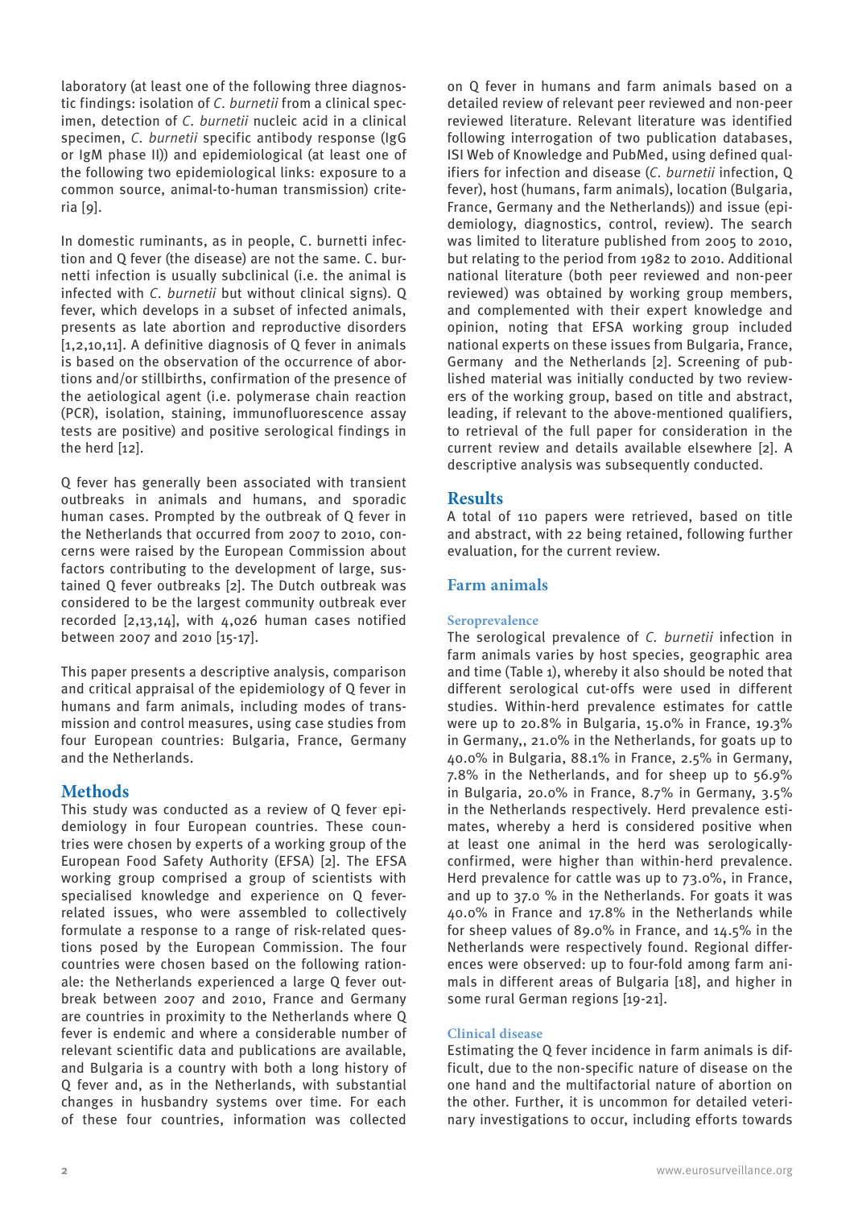laboratory (at least one of the following three diagnostic findings: isolation of *C. burnetii* from a clinical specimen, detection of *C. burnetii* nucleic acid in a clinical specimen, *C. burnetii* specific antibody response (IgG or IgM phase II)) and epidemiological (at least one of the following two epidemiological links: exposure to a common source, animal-to-human transmission) criteria [9].

In domestic ruminants, as in people, C. burnetti infection and Q fever (the disease) are not the same. C. burnetti infection is usually subclinical (i.e. the animal is infected with *C. burnetii* but without clinical signs). Q fever, which develops in a subset of infected animals, presents as late abortion and reproductive disorders [1,2,10,11]. A definitive diagnosis of Q fever in animals is based on the observation of the occurrence of abortions and/or stillbirths, confirmation of the presence of the aetiological agent (i.e. polymerase chain reaction (PCR), isolation, staining, immunofluorescence assay tests are positive) and positive serological findings in the herd [12].

Q fever has generally been associated with transient outbreaks in animals and humans, and sporadic human cases. Prompted by the outbreak of Q fever in the Netherlands that occurred from 2007 to 2010, concerns were raised by the European Commission about factors contributing to the development of large, sustained Q fever outbreaks [2]. The Dutch outbreak was considered to be the largest community outbreak ever recorded [2,13,14], with 4,026 human cases notified between 2007 and 2010 [15-17].

This paper presents a descriptive analysis, comparison and critical appraisal of the epidemiology of Q fever in humans and farm animals, including modes of transmission and control measures, using case studies from four European countries: Bulgaria, France, Germany and the Netherlands.

## Methods

This study was conducted as a review of Q fever epidemiology in four European countries. These countries were chosen by experts of a working group of the European Food Safety Authority (EFSA) [2]. The EFSA working group comprised a group of scientists with specialised knowledge and experience on Q fever-related issues, who were assembled to collectively formulate a response to a range of risk-related questions posed by the European Commission. The four countries were chosen based on the following rationale: the Netherlands experienced a large Q fever outbreak between 2007 and 2010, France and Germany are countries in proximity to the Netherlands where Q fever is endemic and where a considerable number of relevant scientific data and publications are available, and Bulgaria is a country with both a long history of Q fever and, as in the Netherlands, with substantial changes in husbandry systems over time. For each of these four countries, information was collected on Q fever in humans and farm animals based on a detailed review of relevant peer reviewed and non-peer reviewed literature. Relevant literature was identified following interrogation of two publication databases, ISI Web of Knowledge and PubMed, using defined qualifiers for infection and disease (*C. burnetii* infection, Q fever), host (humans, farm animals), location (Bulgaria, France, Germany and the Netherlands)) and issue (epidemiology, diagnostics, control, review). The search was limited to literature published from 2005 to 2010, but relating to the period from 1982 to 2010. Additional national literature (both peer reviewed and non-peer reviewed) was obtained by working group members, and complemented with their expert knowledge and opinion, noting that EFSA working group included national experts on these issues from Bulgaria, France, Germany and the Netherlands [2]. Screening of published material was initially conducted by two reviewers of the working group, based on title and abstract, leading, if relevant to the above-mentioned qualifiers, to retrieval of the full paper for consideration in the current review and details available elsewhere [2]. A descriptive analysis was subsequently conducted.

## Results

A total of 110 papers were retrieved, based on title and abstract, with 22 being retained, following further evaluation, for the current review.

## Farm animals

### Seroprevalence

The serological prevalence of *C. burnetii* infection in farm animals varies by host species, geographic area and time (Table 1), whereby it also should be noted that different serological cut-offs were used in different studies. Within-herd prevalence estimates for cattle were up to 20.8% in Bulgaria, 15.0% in France, 19.3% in Germany,, 21.0% in the Netherlands, for goats up to 40.0% in Bulgaria, 88.1% in France, 2.5% in Germany, 7.8% in the Netherlands, and for sheep up to 56.9% in Bulgaria, 20.0% in France, 8.7% in Germany, 3.5% in the Netherlands respectively. Herd prevalence estimates, whereby a herd is considered positive when at least one animal in the herd was serologically-confirmed, were higher than within-herd prevalence. Herd prevalence for cattle was up to 73.0%, in France, and up to 37.0 % in the Netherlands. For goats it was 40.0% in France and 17.8% in the Netherlands while for sheep values of 89.0% in France, and 14.5% in the Netherlands were respectively found. Regional differences were observed: up to four-fold among farm animals in different areas of Bulgaria [18], and higher in some rural German regions [19-21].

### Clinical disease

Estimating the Q fever incidence in farm animals is difficult, due to the non-specific nature of disease on the one hand and the multifactorial nature of abortion on the other. Further, it is uncommon for detailed veterinary investigations to occur, including efforts towards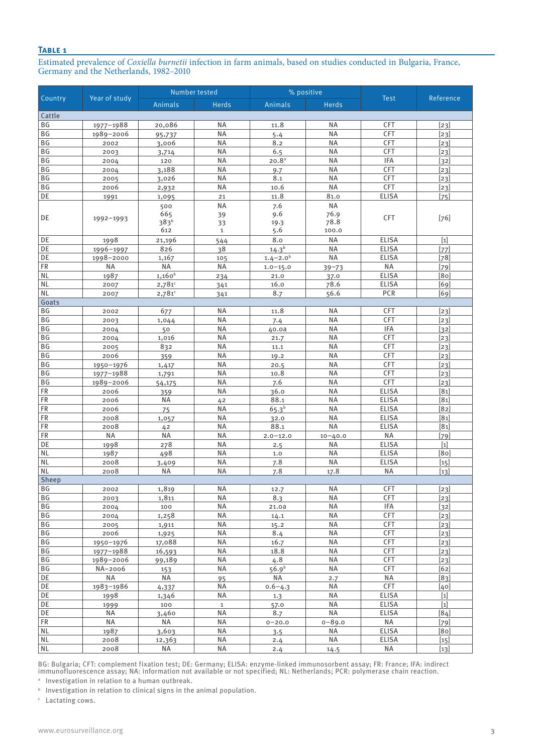**Table 1**

Estimated prevalence of *Coxiella burnetii* infection in farm animals, based on studies conducted in Bulgaria, France, Germany and the Netherlands, 1982–2010

| Country | Year of study | Number tested | | % positive | | Test | Reference |
|---|---|---|---|---|---|---|---|
| | | Animals | Herds | Animals | Herds | | |
| **Cattle** | | | | | | | |
| BG | 1977–1988 | 20,086 | NA | 11.8 | NA | CFT | [23] |
| BG | 1989–2006 | 95,737 | NA | 5.4 | NA | CFT | [23] |
| BG | 2002 | 3,006 | NA | 8.2 | NA | CFT | [23] |
| BG | 2003 | 3,714 | NA | 6.5 | NA | CFT | [23] |
| BG | 2004 | 120 | NA | 20.8[a] | NA | IFA | [32] |
| BG | 2004 | 3,188 | NA | 9.7 | NA | CFT | [23] |
| BG | 2005 | 3,026 | NA | 8.1 | NA | CFT | [23] |
| BG | 2006 | 2,932 | NA | 10.6 | NA | CFT | [23] |
| DE | 1991 | 1,095 | 21 | 11.8 | 81.0 | ELISA | [75] |
| DE | 1992–1993 | 500<br>665<br>383[b]<br>612 | NA<br>39<br>33<br>1 | 7.6<br>9.6<br>19.3<br>5.6 | NA<br>76.9<br>78.8<br>100.0 | CFT | [76] |
| DE | 1998 | 21,196 | 544 | 8.0 | NA | ELISA | [1] |
| DE | 1996–1997 | 826 | 38 | 14.3[b] | NA | ELISA | [77] |
| DE | 1998–2000 | 1,167 | 105 | 1.4–2.0[b] | NA | ELISA | [78] |
| FR | NA | NA | NA | 1.0–15.0 | 39–73 | NA | [79] |
| NL | 1987 | 1,160[b] | 234 | 21.0 | 37.0 | ELISA | [80] |
| NL | 2007 | 2,781[c] | 341 | 16.0 | 78.6 | ELISA | [69] |
| NL | 2007 | 2,781[c] | 341 | 8.7 | 56.6 | PCR | [69] |
| **Goats** | | | | | | | |
| BG | 2002 | 677 | NA | 11.8 | NA | CFT | [23] |
| BG | 2003 | 1,044 | NA | 7.4 | NA | CFT | [23] |
| BG | 2004 | 50 | NA | 40.0a | NA | IFA | [32] |
| BG | 2004 | 1,016 | NA | 21.7 | NA | CFT | [23] |
| BG | 2005 | 832 | NA | 11.1 | NA | CFT | [23] |
| BG | 2006 | 359 | NA | 19.2 | NA | CFT | [23] |
| BG | 1950–1976 | 1,417 | NA | 20.5 | NA | CFT | [23] |
| BG | 1977–1988 | 1,791 | NA | 10.8 | NA | CFT | [23] |
| BG | 1989–2006 | 54,175 | NA | 7.6 | NA | CFT | [23] |
| FR | 2006 | 359 | NA | 36.0 | NA | ELISA | [81] |
| FR | 2006 | NA | 42 | 88.1 | NA | ELISA | [81] |
| FR | 2006 | 75 | NA | 65.3[b] | NA | ELISA | [82] |
| FR | 2008 | 1,057 | NA | 32.0 | NA | ELISA | [81] |
| FR | 2008 | 42 | NA | 88.1 | NA | ELISA | [81] |
| FR | NA | NA | NA | 2.0–12.0 | 10–40.0 | NA | [79] |
| DE | 1998 | 278 | NA | 2.5 | NA | ELISA | [1] |
| NL | 1987 | 498 | NA | 1.0 | NA | ELISA | [80] |
| NL | 2008 | 3,409 | NA | 7.8 | NA | ELISA | [15] |
| NL | 2008 | NA | NA | 7.8 | 17.8 | NA | [13] |
| **Sheep** | | | | | | | |
| BG | 2002 | 1,819 | NA | 12.7 | NA | CFT | [23] |
| BG | 2003 | 1,811 | NA | 8.3 | NA | CFT | [23] |
| BG | 2004 | 100 | NA | 21.0a | NA | IFA | [32] |
| BG | 2004 | 1,258 | NA | 14.1 | NA | CFT | [23] |
| BG | 2005 | 1,911 | NA | 15.2 | NA | CFT | [23] |
| BG | 2006 | 1,925 | NA | 8.4 | NA | CFT | [23] |
| BG | 1950–1976 | 17,088 | NA | 16.7 | NA | CFT | [23] |
| BG | 1977–1988 | 16,593 | NA | 18.8 | NA | CFT | [23] |
| BG | 1989–2006 | 99,189 | NA | 4.8 | NA | CFT | [23] |
| BG | NA–2006 | 153 | NA | 56.9[b] | NA | CFT | [62] |
| DE | NA | NA | 95 | NA | 2.7 | NA | [83] |
| DE | 1983–1986 | 4,337 | NA | 0.6–4.3 | NA | CFT | [40] |
| DE | 1998 | 1,346 | NA | 1.3 | NA | ELISA | [1] |
| DE | 1999 | 100 | 1 | 57.0 | NA | ELISA | [1] |
| DE | NA | 3,460 | NA | 8.7 | NA | ELISA | [84] |
| FR | NA | NA | NA | 0–20.0 | 0–89.0 | NA | [79] |
| NL | 1987 | 3,603 | NA | 3.5 | NA | ELISA | [80] |
| NL | 2008 | 12,363 | NA | 2.4 | NA | ELISA | [15] |
| NL | 2008 | NA | NA | 2.4 | 14.5 | NA | [13] |

BG: Bulgaria; CFT: complement fixation test; DE: Germany; ELISA: enzyme-linked immunosorbent assay; FR: France; IFA: indirect immunofluorescence assay; NA: information not available or not specified; NL: Netherlands; PCR: polymerase chain reaction.

[a] Investigation in relation to a human outbreak.

[b] Investigation in relation to clinical signs in the animal population.

[c] Lactating cows.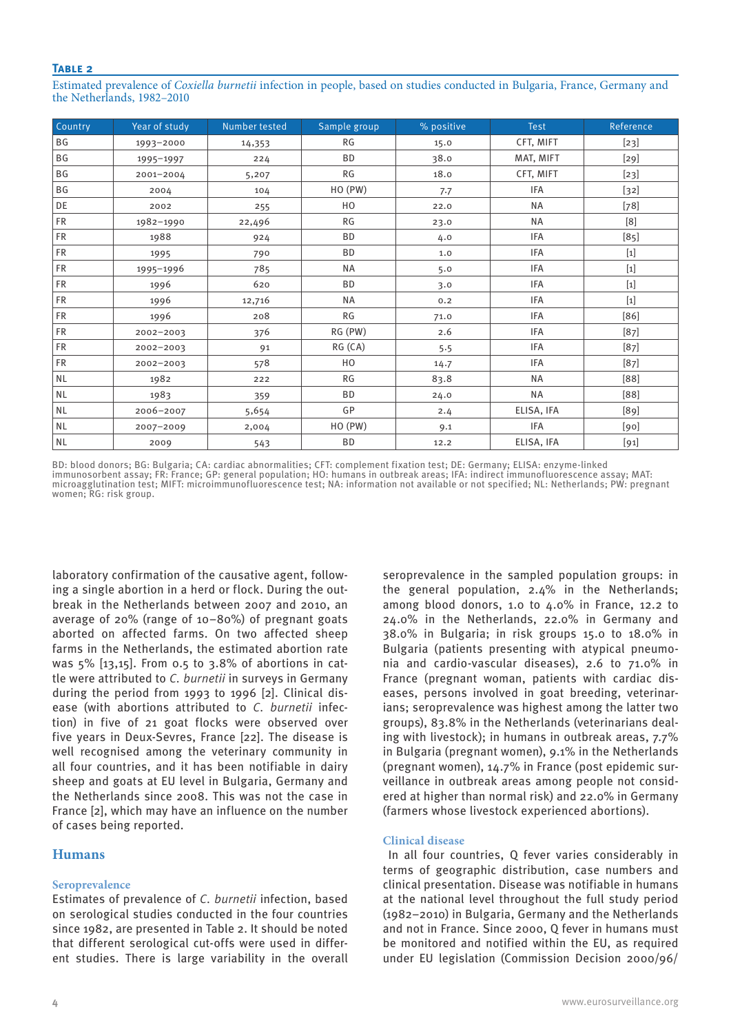**Table 2**

Estimated prevalence of *Coxiella burnetii* infection in people, based on studies conducted in Bulgaria, France, Germany and the Netherlands, 1982–2010

| Country | Year of study | Number tested | Sample group | % positive | Test | Reference |
|---|---|---|---|---|---|---|
| BG | 1993–2000 | 14,353 | RG | 15.0 | CFT, MIFT | [23] |
| BG | 1995–1997 | 224 | BD | 38.0 | MAT, MIFT | [29] |
| BG | 2001–2004 | 5,207 | RG | 18.0 | CFT, MIFT | [23] |
| BG | 2004 | 104 | HO (PW) | 7.7 | IFA | [32] |
| DE | 2002 | 255 | HO | 22.0 | NA | [78] |
| FR | 1982–1990 | 22,496 | RG | 23.0 | NA | [8] |
| FR | 1988 | 924 | BD | 4.0 | IFA | [85] |
| FR | 1995 | 790 | BD | 1.0 | IFA | [1] |
| FR | 1995–1996 | 785 | NA | 5.0 | IFA | [1] |
| FR | 1996 | 620 | BD | 3.0 | IFA | [1] |
| FR | 1996 | 12,716 | NA | 0.2 | IFA | [1] |
| FR | 1996 | 208 | RG | 71.0 | IFA | [86] |
| FR | 2002–2003 | 376 | RG (PW) | 2.6 | IFA | [87] |
| FR | 2002–2003 | 91 | RG (CA) | 5.5 | IFA | [87] |
| FR | 2002–2003 | 578 | HO | 14.7 | IFA | [87] |
| NL | 1982 | 222 | RG | 83.8 | NA | [88] |
| NL | 1983 | 359 | BD | 24.0 | NA | [88] |
| NL | 2006–2007 | 5,654 | GP | 2.4 | ELISA, IFA | [89] |
| NL | 2007–2009 | 2,004 | HO (PW) | 9.1 | IFA | [90] |
| NL | 2009 | 543 | BD | 12.2 | ELISA, IFA | [91] |

BD: blood donors; BG: Bulgaria; CA: cardiac abnormalities; CFT: complement fixation test; DE: Germany; ELISA: enzyme-linked immunosorbent assay; FR: France; GP: general population; HO: humans in outbreak areas; IFA: indirect immunofluorescence assay; MAT: microagglutination test; MIFT: microimmunofluorescence test; NA: information not available or not specified; NL: Netherlands; PW: pregnant women; RG: risk group.

laboratory confirmation of the causative agent, following a single abortion in a herd or flock. During the outbreak in the Netherlands between 2007 and 2010, an average of 20% (range of 10–80%) of pregnant goats aborted on affected farms. On two affected sheep farms in the Netherlands, the estimated abortion rate was 5% [13,15]. From 0.5 to 3.8% of abortions in cattle were attributed to *C. burnetii* in surveys in Germany during the period from 1993 to 1996 [2]. Clinical disease (with abortions attributed to *C. burnetii* infection) in five of 21 goat flocks were observed over five years in Deux-Sevres, France [22]. The disease is well recognised among the veterinary community in all four countries, and it has been notifiable in dairy sheep and goats at EU level in Bulgaria, Germany and the Netherlands since 2008. This was not the case in France [2], which may have an influence on the number of cases being reported.

## Humans

### Seroprevalence

Estimates of prevalence of *C. burnetii* infection, based on serological studies conducted in the four countries since 1982, are presented in Table 2. It should be noted that different serological cut-offs were used in different studies. There is large variability in the overall seroprevalence in the sampled population groups: in the general population, 2.4% in the Netherlands; among blood donors, 1.0 to 4.0% in France, 12.2 to 24.0% in the Netherlands, 22.0% in Germany and 38.0% in Bulgaria; in risk groups 15.0 to 18.0% in Bulgaria (patients presenting with atypical pneumonia and cardio-vascular diseases), 2.6 to 71.0% in France (pregnant woman, patients with cardiac diseases, persons involved in goat breeding, veterinarians; seroprevalence was highest among the latter two groups), 83.8% in the Netherlands (veterinarians dealing with livestock); in humans in outbreak areas, 7.7% in Bulgaria (pregnant women), 9.1% in the Netherlands (pregnant women), 14.7% in France (post epidemic surveillance in outbreak areas among people not considered at higher than normal risk) and 22.0% in Germany (farmers whose livestock experienced abortions).

### Clinical disease

In all four countries, Q fever varies considerably in terms of geographic distribution, case numbers and clinical presentation. Disease was notifiable in humans at the national level throughout the full study period (1982–2010) in Bulgaria, Germany and the Netherlands and not in France. Since 2000, Q fever in humans must be monitored and notified within the EU, as required under EU legislation (Commission Decision 2000/96/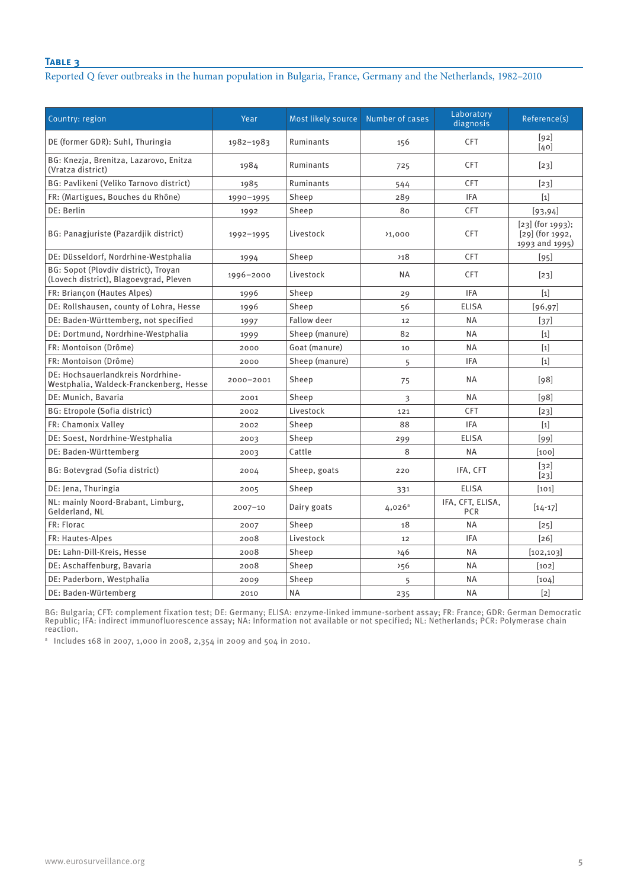**Table 3**

Reported Q fever outbreaks in the human population in Bulgaria, France, Germany and the Netherlands, 1982–2010

| Country: region | Year | Most likely source | Number of cases | Laboratory diagnosis | Reference(s) |
|---|---|---|---|---|---|
| DE (former GDR): Suhl, Thuringia | 1982–1983 | Ruminants | 156 | CFT | [92] [40] |
| BG: Knezja, Brenitza, Lazarovo, Enitza (Vratza district) | 1984 | Ruminants | 725 | CFT | [23] |
| BG: Pavlikeni (Veliko Tarnovo district) | 1985 | Ruminants | 544 | CFT | [23] |
| FR: (Martigues, Bouches du Rhône) | 1990–1995 | Sheep | 289 | IFA | [1] |
| DE: Berlin | 1992 | Sheep | 80 | CFT | [93,94] |
| BG: Panagjuriste (Pazardjik district) | 1992–1995 | Livestock | >1,000 | CFT | [23] (for 1993); [29] (for 1992, 1993 and 1995) |
| DE: Düsseldorf, Nordrhine-Westphalia | 1994 | Sheep | >18 | CFT | [95] |
| BG: Sopot (Plovdiv district), Troyan (Lovech district), Blagoevgrad, Pleven | 1996–2000 | Livestock | NA | CFT | [23] |
| FR: Briançon (Hautes Alpes) | 1996 | Sheep | 29 | IFA | [1] |
| DE: Rollshausen, county of Lohra, Hesse | 1996 | Sheep | 56 | ELISA | [96,97] |
| DE: Baden-Württemberg, not specified | 1997 | Fallow deer | 12 | NA | [37] |
| DE: Dortmund, Nordrhine-Westphalia | 1999 | Sheep (manure) | 82 | NA | [1] |
| FR: Montoison (Drôme) | 2000 | Goat (manure) | 10 | NA | [1] |
| FR: Montoison (Drôme) | 2000 | Sheep (manure) | 5 | IFA | [1] |
| DE: Hochsauerlandkreis Nordrhine-Westphalia, Waldeck-Franckenberg, Hesse | 2000–2001 | Sheep | 75 | NA | [98] |
| DE: Munich, Bavaria | 2001 | Sheep | 3 | NA | [98] |
| BG: Etropole (Sofia district) | 2002 | Livestock | 121 | CFT | [23] |
| FR: Chamonix Valley | 2002 | Sheep | 88 | IFA | [1] |
| DE: Soest, Nordrhine-Westphalia | 2003 | Sheep | 299 | ELISA | [99] |
| DE: Baden-Württemberg | 2003 | Cattle | 8 | NA | [100] |
| BG: Botevgrad (Sofia district) | 2004 | Sheep, goats | 220 | IFA, CFT | [32] [23] |
| DE: Jena, Thuringia | 2005 | Sheep | 331 | ELISA | [101] |
| NL: mainly Noord-Brabant, Limburg, Gelderland, NL | 2007–10 | Dairy goats | 4,026[a] | IFA, CFT, ELISA, PCR | [14-17] |
| FR: Florac | 2007 | Sheep | 18 | NA | [25] |
| FR: Hautes-Alpes | 2008 | Livestock | 12 | IFA | [26] |
| DE: Lahn-Dill-Kreis, Hesse | 2008 | Sheep | >46 | NA | [102,103] |
| DE: Aschaffenburg, Bavaria | 2008 | Sheep | >56 | NA | [102] |
| DE: Paderborn, Westphalia | 2009 | Sheep | 5 | NA | [104] |
| DE: Baden-Würtemberg | 2010 | NA | 235 | NA | [2] |

BG: Bulgaria; CFT: complement fixation test; DE: Germany; ELISA: enzyme-linked immune-sorbent assay; FR: France; GDR: German Democratic Republic; IFA: indirect immunofluorescence assay; NA: Information not available or not specified; NL: Netherlands; PCR: Polymerase chain reaction.

[a] Includes 168 in 2007, 1,000 in 2008, 2,354 in 2009 and 504 in 2010.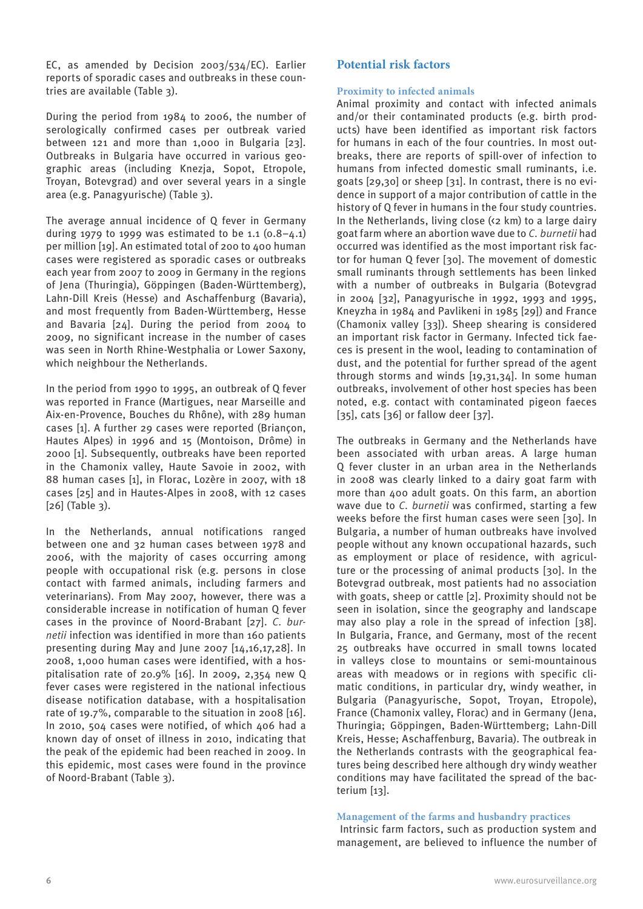EC, as amended by Decision 2003/534/EC). Earlier reports of sporadic cases and outbreaks in these countries are available (Table 3).

During the period from 1984 to 2006, the number of serologically confirmed cases per outbreak varied between 121 and more than 1,000 in Bulgaria [23]. Outbreaks in Bulgaria have occurred in various geographic areas (including Knezja, Sopot, Etropole, Troyan, Botevgrad) and over several years in a single area (e.g. Panagyurische) (Table 3).

The average annual incidence of Q fever in Germany during 1979 to 1999 was estimated to be 1.1 (0.8–4.1) per million [19]. An estimated total of 200 to 400 human cases were registered as sporadic cases or outbreaks each year from 2007 to 2009 in Germany in the regions of Jena (Thuringia), Göppingen (Baden-Württemberg), Lahn-Dill Kreis (Hesse) and Aschaffenburg (Bavaria), and most frequently from Baden-Württemberg, Hesse and Bavaria [24]. During the period from 2004 to 2009, no significant increase in the number of cases was seen in North Rhine-Westphalia or Lower Saxony, which neighbour the Netherlands.

In the period from 1990 to 1995, an outbreak of Q fever was reported in France (Martigues, near Marseille and Aix-en-Provence, Bouches du Rhône), with 289 human cases [1]. A further 29 cases were reported (Briançon, Hautes Alpes) in 1996 and 15 (Montoison, Drôme) in 2000 [1]. Subsequently, outbreaks have been reported in the Chamonix valley, Haute Savoie in 2002, with 88 human cases [1], in Florac, Lozère in 2007, with 18 cases [25] and in Hautes-Alpes in 2008, with 12 cases [26] (Table 3).

In the Netherlands, annual notifications ranged between one and 32 human cases between 1978 and 2006, with the majority of cases occurring among people with occupational risk (e.g. persons in close contact with farmed animals, including farmers and veterinarians). From May 2007, however, there was a considerable increase in notification of human Q fever cases in the province of Noord-Brabant [27]. *C. burnetii* infection was identified in more than 160 patients presenting during May and June 2007 [14,16,17,28]. In 2008, 1,000 human cases were identified, with a hospitalisation rate of 20.9% [16]. In 2009, 2,354 new Q fever cases were registered in the national infectious disease notification database, with a hospitalisation rate of 19.7%, comparable to the situation in 2008 [16]. In 2010, 504 cases were notified, of which 406 had a known day of onset of illness in 2010, indicating that the peak of the epidemic had been reached in 2009. In this epidemic, most cases were found in the province of Noord-Brabant (Table 3).

## Potential risk factors

### Proximity to infected animals

Animal proximity and contact with infected animals and/or their contaminated products (e.g. birth products) have been identified as important risk factors for humans in each of the four countries. In most outbreaks, there are reports of spill-over of infection to humans from infected domestic small ruminants, i.e. goats [29,30] or sheep [31]. In contrast, there is no evidence in support of a major contribution of cattle in the history of Q fever in humans in the four study countries. In the Netherlands, living close (<2 km) to a large dairy goat farm where an abortion wave due to *C. burnetii* had occurred was identified as the most important risk factor for human Q fever [30]. The movement of domestic small ruminants through settlements has been linked with a number of outbreaks in Bulgaria (Botevgrad in 2004 [32], Panagyurische in 1992, 1993 and 1995, Kneyzha in 1984 and Pavlikeni in 1985 [29]) and France (Chamonix valley [33]). Sheep shearing is considered an important risk factor in Germany. Infected tick faeces is present in the wool, leading to contamination of dust, and the potential for further spread of the agent through storms and winds [19,31,34]. In some human outbreaks, involvement of other host species has been noted, e.g. contact with contaminated pigeon faeces [35], cats [36] or fallow deer [37].

The outbreaks in Germany and the Netherlands have been associated with urban areas. A large human Q fever cluster in an urban area in the Netherlands in 2008 was clearly linked to a dairy goat farm with more than 400 adult goats. On this farm, an abortion wave due to *C. burnetii* was confirmed, starting a few weeks before the first human cases were seen [30]. In Bulgaria, a number of human outbreaks have involved people without any known occupational hazards, such as employment or place of residence, with agriculture or the processing of animal products [30]. In the Botevgrad outbreak, most patients had no association with goats, sheep or cattle [2]. Proximity should not be seen in isolation, since the geography and landscape may also play a role in the spread of infection [38]. In Bulgaria, France, and Germany, most of the recent 25 outbreaks have occurred in small towns located in valleys close to mountains or semi-mountainous areas with meadows or in regions with specific climatic conditions, in particular dry, windy weather, in Bulgaria (Panagyurische, Sopot, Troyan, Etropole), France (Chamonix valley, Florac) and in Germany (Jena, Thuringia; Göppingen, Baden-Württemberg; Lahn-Dill Kreis, Hesse; Aschaffenburg, Bavaria). The outbreak in the Netherlands contrasts with the geographical features being described here although dry windy weather conditions may have facilitated the spread of the bacterium [13].

### Management of the farms and husbandry practices

Intrinsic farm factors, such as production system and management, are believed to influence the number of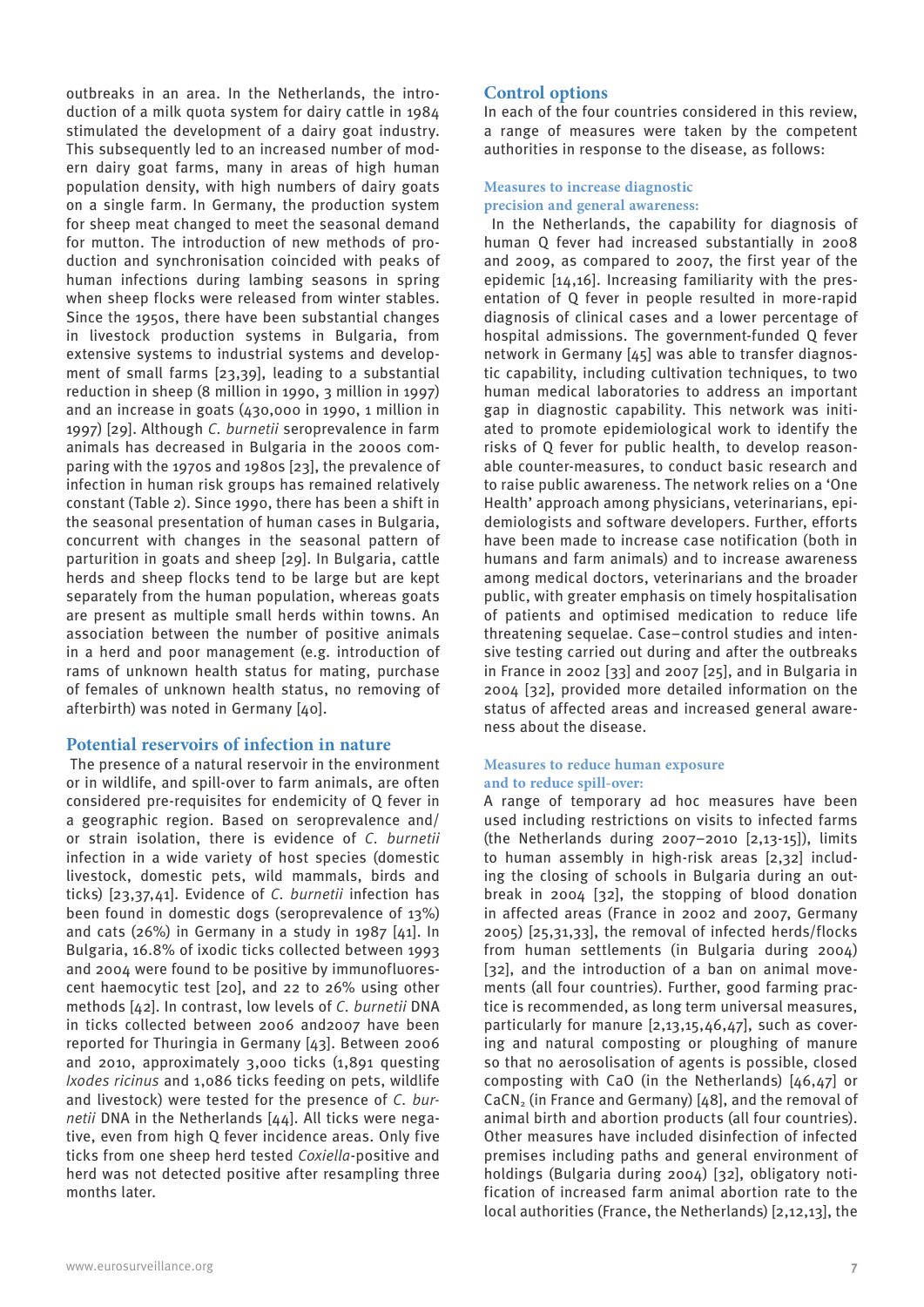outbreaks in an area. In the Netherlands, the introduction of a milk quota system for dairy cattle in 1984 stimulated the development of a dairy goat industry. This subsequently led to an increased number of modern dairy goat farms, many in areas of high human population density, with high numbers of dairy goats on a single farm. In Germany, the production system for sheep meat changed to meet the seasonal demand for mutton. The introduction of new methods of production and synchronisation coincided with peaks of human infections during lambing seasons in spring when sheep flocks were released from winter stables. Since the 1950s, there have been substantial changes in livestock production systems in Bulgaria, from extensive systems to industrial systems and development of small farms [23,39], leading to a substantial reduction in sheep (8 million in 1990, 3 million in 1997) and an increase in goats (430,000 in 1990, 1 million in 1997) [29]. Although *C. burnetii* seroprevalence in farm animals has decreased in Bulgaria in the 2000s comparing with the 1970s and 1980s [23], the prevalence of infection in human risk groups has remained relatively constant (Table 2). Since 1990, there has been a shift in the seasonal presentation of human cases in Bulgaria, concurrent with changes in the seasonal pattern of parturition in goats and sheep [29]. In Bulgaria, cattle herds and sheep flocks tend to be large but are kept separately from the human population, whereas goats are present as multiple small herds within towns. An association between the number of positive animals in a herd and poor management (e.g. introduction of rams of unknown health status for mating, purchase of females of unknown health status, no removing of afterbirth) was noted in Germany [40].

## Potential reservoirs of infection in nature

The presence of a natural reservoir in the environment or in wildlife, and spill-over to farm animals, are often considered pre-requisites for endemicity of Q fever in a geographic region. Based on seroprevalence and/or strain isolation, there is evidence of *C. burnetii* infection in a wide variety of host species (domestic livestock, domestic pets, wild mammals, birds and ticks) [23,37,41]. Evidence of *C. burnetii* infection has been found in domestic dogs (seroprevalence of 13%) and cats (26%) in Germany in a study in 1987 [41]. In Bulgaria, 16.8% of ixodic ticks collected between 1993 and 2004 were found to be positive by immunofluorescent haemocytic test [20], and 22 to 26% using other methods [42]. In contrast, low levels of *C. burnetii* DNA in ticks collected between 2006 and2007 have been reported for Thuringia in Germany [43]. Between 2006 and 2010, approximately 3,000 ticks (1,891 questing *Ixodes ricinus* and 1,086 ticks feeding on pets, wildlife and livestock) were tested for the presence of *C. burnetii* DNA in the Netherlands [44]. All ticks were negative, even from high Q fever incidence areas. Only five ticks from one sheep herd tested *Coxiella*-positive and herd was not detected positive after resampling three months later.

## Control options

In each of the four countries considered in this review, a range of measures were taken by the competent authorities in response to the disease, as follows:

### Measures to increase diagnostic precision and general awareness:

In the Netherlands, the capability for diagnosis of human Q fever had increased substantially in 2008 and 2009, as compared to 2007, the first year of the epidemic [14,16]. Increasing familiarity with the presentation of Q fever in people resulted in more-rapid diagnosis of clinical cases and a lower percentage of hospital admissions. The government-funded Q fever network in Germany [45] was able to transfer diagnostic capability, including cultivation techniques, to two human medical laboratories to address an important gap in diagnostic capability. This network was initiated to promote epidemiological work to identify the risks of Q fever for public health, to develop reasonable counter-measures, to conduct basic research and to raise public awareness. The network relies on a 'One Health' approach among physicians, veterinarians, epidemiologists and software developers. Further, efforts have been made to increase case notification (both in humans and farm animals) and to increase awareness among medical doctors, veterinarians and the broader public, with greater emphasis on timely hospitalisation of patients and optimised medication to reduce life threatening sequelae. Case–control studies and intensive testing carried out during and after the outbreaks in France in 2002 [33] and 2007 [25], and in Bulgaria in 2004 [32], provided more detailed information on the status of affected areas and increased general awareness about the disease.

### Measures to reduce human exposure and to reduce spill-over:

A range of temporary ad hoc measures have been used including restrictions on visits to infected farms (the Netherlands during 2007–2010 [2,13-15]), limits to human assembly in high-risk areas [2,32] including the closing of schools in Bulgaria during an outbreak in 2004 [32], the stopping of blood donation in affected areas (France in 2002 and 2007, Germany 2005) [25,31,33], the removal of infected herds/flocks from human settlements (in Bulgaria during 2004) [32], and the introduction of a ban on animal movements (all four countries). Further, good farming practice is recommended, as long term universal measures, particularly for manure [2,13,15,46,47], such as covering and natural composting or ploughing of manure so that no aerosolisation of agents is possible, closed composting with CaO (in the Netherlands) [46,47] or $CaCN_2$ (in France and Germany) [48], and the removal of animal birth and abortion products (all four countries). Other measures have included disinfection of infected premises including paths and general environment of holdings (Bulgaria during 2004) [32], obligatory notification of increased farm animal abortion rate to the local authorities (France, the Netherlands) [2,12,13], the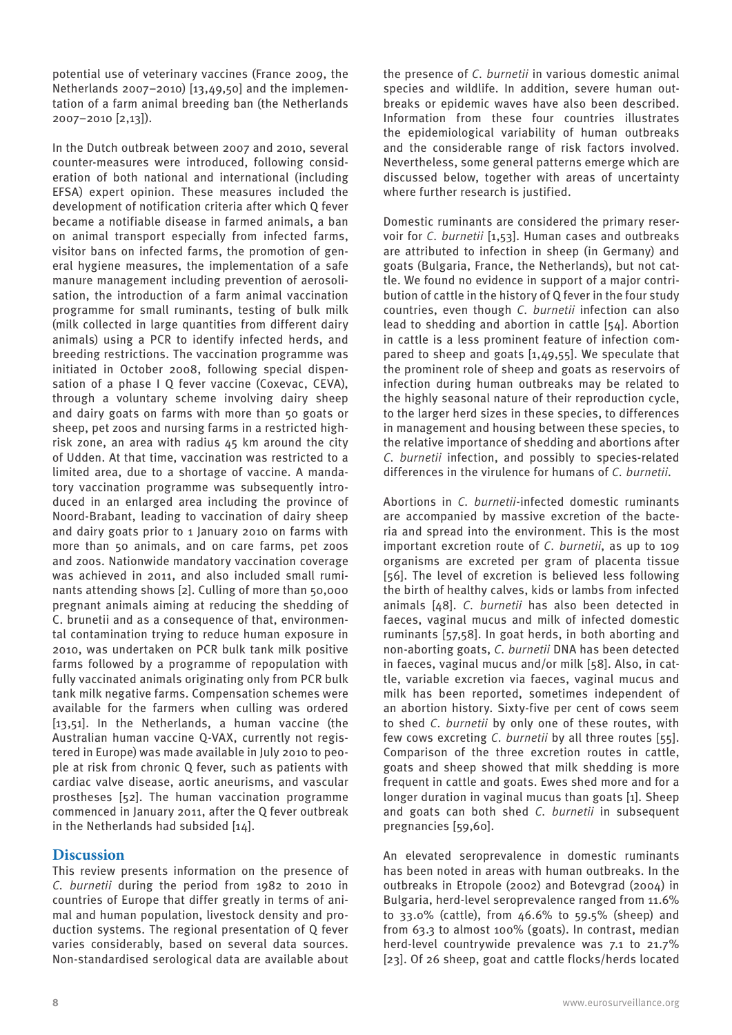potential use of veterinary vaccines (France 2009, the Netherlands 2007–2010) [13,49,50] and the implementation of a farm animal breeding ban (the Netherlands 2007–2010 [2,13]).

In the Dutch outbreak between 2007 and 2010, several counter-measures were introduced, following consideration of both national and international (including EFSA) expert opinion. These measures included the development of notification criteria after which Q fever became a notifiable disease in farmed animals, a ban on animal transport especially from infected farms, visitor bans on infected farms, the promotion of general hygiene measures, the implementation of a safe manure management including prevention of aerosolisation, the introduction of a farm animal vaccination programme for small ruminants, testing of bulk milk (milk collected in large quantities from different dairy animals) using a PCR to identify infected herds, and breeding restrictions. The vaccination programme was initiated in October 2008, following special dispensation of a phase I Q fever vaccine (Coxevac, CEVA), through a voluntary scheme involving dairy sheep and dairy goats on farms with more than 50 goats or sheep, pet zoos and nursing farms in a restricted high-risk zone, an area with radius 45 km around the city of Udden. At that time, vaccination was restricted to a limited area, due to a shortage of vaccine. A mandatory vaccination programme was subsequently introduced in an enlarged area including the province of Noord-Brabant, leading to vaccination of dairy sheep and dairy goats prior to 1 January 2010 on farms with more than 50 animals, and on care farms, pet zoos and zoos. Nationwide mandatory vaccination coverage was achieved in 2011, and also included small ruminants attending shows [2]. Culling of more than 50,000 pregnant animals aiming at reducing the shedding of C. brunetii and as a consequence of that, environmental contamination trying to reduce human exposure in 2010, was undertaken on PCR bulk tank milk positive farms followed by a programme of repopulation with fully vaccinated animals originating only from PCR bulk tank milk negative farms. Compensation schemes were available for the farmers when culling was ordered [13,51]. In the Netherlands, a human vaccine (the Australian human vaccine Q-VAX, currently not registered in Europe) was made available in July 2010 to people at risk from chronic Q fever, such as patients with cardiac valve disease, aortic aneurisms, and vascular prostheses [52]. The human vaccination programme commenced in January 2011, after the Q fever outbreak in the Netherlands had subsided [14].

## Discussion

This review presents information on the presence of *C. burnetii* during the period from 1982 to 2010 in countries of Europe that differ greatly in terms of animal and human population, livestock density and production systems. The regional presentation of Q fever varies considerably, based on several data sources. Non-standardised serological data are available about the presence of *C. burnetii* in various domestic animal species and wildlife. In addition, severe human outbreaks or epidemic waves have also been described. Information from these four countries illustrates the epidemiological variability of human outbreaks and the considerable range of risk factors involved. Nevertheless, some general patterns emerge which are discussed below, together with areas of uncertainty where further research is justified.

Domestic ruminants are considered the primary reservoir for *C. burnetii* [1,53]. Human cases and outbreaks are attributed to infection in sheep (in Germany) and goats (Bulgaria, France, the Netherlands), but not cattle. We found no evidence in support of a major contribution of cattle in the history of Q fever in the four study countries, even though *C. burnetii* infection can also lead to shedding and abortion in cattle [54]. Abortion in cattle is a less prominent feature of infection compared to sheep and goats [1,49,55]. We speculate that the prominent role of sheep and goats as reservoirs of infection during human outbreaks may be related to the highly seasonal nature of their reproduction cycle, to the larger herd sizes in these species, to differences in management and housing between these species, to the relative importance of shedding and abortions after *C. burnetii* infection, and possibly to species-related differences in the virulence for humans of *C. burnetii*.

Abortions in *C. burnetii*-infected domestic ruminants are accompanied by massive excretion of the bacteria and spread into the environment. This is the most important excretion route of *C. burnetii*, as up to 109 organisms are excreted per gram of placenta tissue [56]. The level of excretion is believed less following the birth of healthy calves, kids or lambs from infected animals [48]. *C. burnetii* has also been detected in faeces, vaginal mucus and milk of infected domestic ruminants [57,58]. In goat herds, in both aborting and non-aborting goats, *C. burnetii* DNA has been detected in faeces, vaginal mucus and/or milk [58]. Also, in cattle, variable excretion via faeces, vaginal mucus and milk has been reported, sometimes independent of an abortion history. Sixty-five per cent of cows seem to shed *C. burnetii* by only one of these routes, with few cows excreting *C. burnetii* by all three routes [55]. Comparison of the three excretion routes in cattle, goats and sheep showed that milk shedding is more frequent in cattle and goats. Ewes shed more and for a longer duration in vaginal mucus than goats [1]. Sheep and goats can both shed *C. burnetii* in subsequent pregnancies [59,60].

An elevated seroprevalence in domestic ruminants has been noted in areas with human outbreaks. In the outbreaks in Etropole (2002) and Botevgrad (2004) in Bulgaria, herd-level seroprevalence ranged from 11.6% to 33.0% (cattle), from 46.6% to 59.5% (sheep) and from 63.3 to almost 100% (goats). In contrast, median herd-level countrywide prevalence was 7.1 to 21.7% [23]. Of 26 sheep, goat and cattle flocks/herds located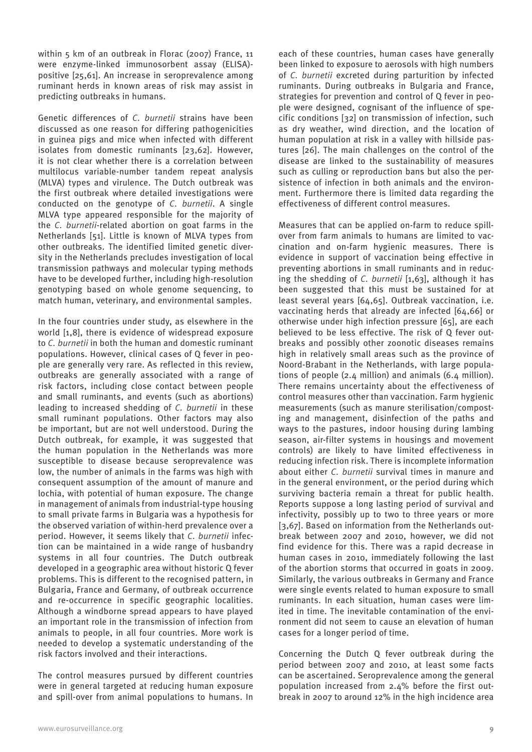within 5 km of an outbreak in Florac (2007) France, 11 were enzyme-linked immunosorbent assay (ELISA)-positive [25,61]. An increase in seroprevalence among ruminant herds in known areas of risk may assist in predicting outbreaks in humans.

Genetic differences of *C. burnetii* strains have been discussed as one reason for differing pathogenicities in guinea pigs and mice when infected with different isolates from domestic ruminants [23,62]. However, it is not clear whether there is a correlation between multilocus variable-number tandem repeat analysis (MLVA) types and virulence. The Dutch outbreak was the first outbreak where detailed investigations were conducted on the genotype of *C. burnetii*. A single MLVA type appeared responsible for the majority of the *C. burnetii*-related abortion on goat farms in the Netherlands [51]. Little is known of MLVA types from other outbreaks. The identified limited genetic diversity in the Netherlands precludes investigation of local transmission pathways and molecular typing methods have to be developed further, including high-resolution genotyping based on whole genome sequencing, to match human, veterinary, and environmental samples.

In the four countries under study, as elsewhere in the world [1,8], there is evidence of widespread exposure to *C. burnetii* in both the human and domestic ruminant populations. However, clinical cases of Q fever in people are generally very rare. As reflected in this review, outbreaks are generally associated with a range of risk factors, including close contact between people and small ruminants, and events (such as abortions) leading to increased shedding of *C. burnetii* in these small ruminant populations. Other factors may also be important, but are not well understood. During the Dutch outbreak, for example, it was suggested that the human population in the Netherlands was more susceptible to disease because seroprevalence was low, the number of animals in the farms was high with consequent assumption of the amount of manure and lochia, with potential of human exposure. The change in management of animals from industrial-type housing to small private farms in Bulgaria was a hypothesis for the observed variation of within-herd prevalence over a period. However, it seems likely that *C. burnetii* infection can be maintained in a wide range of husbandry systems in all four countries. The Dutch outbreak developed in a geographic area without historic Q fever problems. This is different to the recognised pattern, in Bulgaria, France and Germany, of outbreak occurrence and re-occurrence in specific geographic localities. Although a windborne spread appears to have played an important role in the transmission of infection from animals to people, in all four countries. More work is needed to develop a systematic understanding of the risk factors involved and their interactions.

The control measures pursued by different countries were in general targeted at reducing human exposure and spill-over from animal populations to humans. In each of these countries, human cases have generally been linked to exposure to aerosols with high numbers of *C. burnetii* excreted during parturition by infected ruminants. During outbreaks in Bulgaria and France, strategies for prevention and control of Q fever in people were designed, cognisant of the influence of specific conditions [32] on transmission of infection, such as dry weather, wind direction, and the location of human population at risk in a valley with hillside pastures [26]. The main challenges on the control of the disease are linked to the sustainability of measures such as culling or reproduction bans but also the persistence of infection in both animals and the environment. Furthermore there is limited data regarding the effectiveness of different control measures.

Measures that can be applied on-farm to reduce spillover from farm animals to humans are limited to vaccination and on-farm hygienic measures. There is evidence in support of vaccination being effective in preventing abortions in small ruminants and in reducing the shedding of *C. burnetii* [1,63], although it has been suggested that this must be sustained for at least several years [64,65]. Outbreak vaccination, i.e. vaccinating herds that already are infected [64,66] or otherwise under high infection pressure [65], are each believed to be less effective. The risk of Q fever outbreaks and possibly other zoonotic diseases remains high in relatively small areas such as the province of Noord-Brabant in the Netherlands, with large populations of people (2.4 million) and animals (6.4 million). There remains uncertainty about the effectiveness of control measures other than vaccination. Farm hygienic measurements (such as manure sterilisation/composting and management, disinfection of the paths and ways to the pastures, indoor housing during lambing season, air-filter systems in housings and movement controls) are likely to have limited effectiveness in reducing infection risk. There is incomplete information about either *C. burnetii* survival times in manure and in the general environment, or the period during which surviving bacteria remain a threat for public health. Reports suppose a long lasting period of survival and infectivity, possibly up to two to three years or more [3,67]. Based on information from the Netherlands outbreak between 2007 and 2010, however, we did not find evidence for this. There was a rapid decrease in human cases in 2010, immediately following the last of the abortion storms that occurred in goats in 2009. Similarly, the various outbreaks in Germany and France were single events related to human exposure to small ruminants. In each situation, human cases were limited in time. The inevitable contamination of the environment did not seem to cause an elevation of human cases for a longer period of time.

Concerning the Dutch Q fever outbreak during the period between 2007 and 2010, at least some facts can be ascertained. Seroprevalence among the general population increased from 2.4% before the first outbreak in 2007 to around 12% in the high incidence area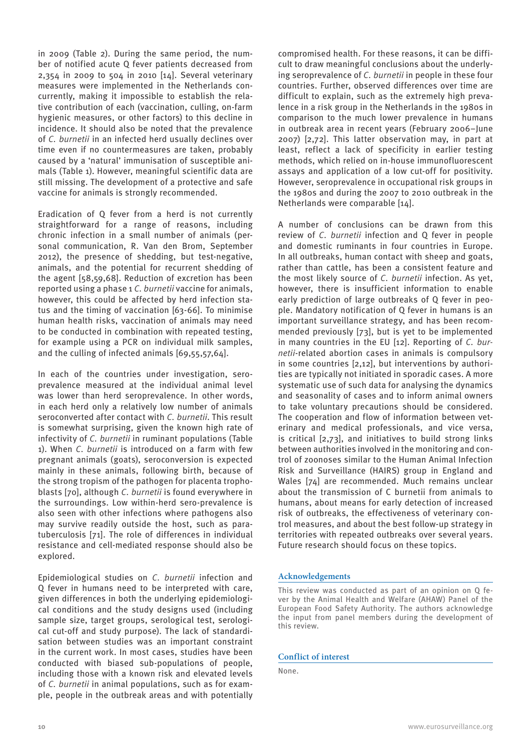in 2009 (Table 2). During the same period, the number of notified acute Q fever patients decreased from 2,354 in 2009 to 504 in 2010 [14]. Several veterinary measures were implemented in the Netherlands concurrently, making it impossible to establish the relative contribution of each (vaccination, culling, on-farm hygienic measures, or other factors) to this decline in incidence. It should also be noted that the prevalence of *C. burnetii* in an infected herd usually declines over time even if no countermeasures are taken, probably caused by a 'natural' immunisation of susceptible animals (Table 1). However, meaningful scientific data are still missing. The development of a protective and safe vaccine for animals is strongly recommended.

Eradication of Q fever from a herd is not currently straightforward for a range of reasons, including chronic infection in a small number of animals (personal communication, R. Van den Brom, September 2012), the presence of shedding, but test-negative, animals, and the potential for recurrent shedding of the agent [58,59,68]. Reduction of excretion has been reported using a phase 1 *C. burnetii* vaccine for animals, however, this could be affected by herd infection status and the timing of vaccination [63-66]. To minimise human health risks, vaccination of animals may need to be conducted in combination with repeated testing, for example using a PCR on individual milk samples, and the culling of infected animals [69,55,57,64].

In each of the countries under investigation, seroprevalence measured at the individual animal level was lower than herd seroprevalence. In other words, in each herd only a relatively low number of animals seroconverted after contact with *C. burnetii*. This result is somewhat surprising, given the known high rate of infectivity of *C. burnetii* in ruminant populations (Table 1). When *C. burnetii* is introduced on a farm with few pregnant animals (goats), seroconversion is expected mainly in these animals, following birth, because of the strong tropism of the pathogen for placenta trophoblasts [70], although *C. burnetii* is found everywhere in the surroundings. Low within-herd sero-prevalence is also seen with other infections where pathogens also may survive readily outside the host, such as paratuberculosis [71]. The role of differences in individual resistance and cell-mediated response should also be explored.

Epidemiological studies on *C. burnetii* infection and Q fever in humans need to be interpreted with care, given differences in both the underlying epidemiological conditions and the study designs used (including sample size, target groups, serological test, serological cut-off and study purpose). The lack of standardisation between studies was an important constraint in the current work. In most cases, studies have been conducted with biased sub-populations of people, including those with a known risk and elevated levels of *C. burnetii* in animal populations, such as for example, people in the outbreak areas and with potentially compromised health. For these reasons, it can be difficult to draw meaningful conclusions about the underlying seroprevalence of *C. burnetii* in people in these four countries. Further, observed differences over time are difficult to explain, such as the extremely high prevalence in a risk group in the Netherlands in the 1980s in comparison to the much lower prevalence in humans in outbreak area in recent years (February 2006–June 2007) [2,72]. This latter observation may, in part at least, reflect a lack of specificity in earlier testing methods, which relied on in-house immunofluorescent assays and application of a low cut-off for positivity. However, seroprevalence in occupational risk groups in the 1980s and during the 2007 to 2010 outbreak in the Netherlands were comparable [14].

A number of conclusions can be drawn from this review of *C. burnetii* infection and Q fever in people and domestic ruminants in four countries in Europe. In all outbreaks, human contact with sheep and goats, rather than cattle, has been a consistent feature and the most likely source of *C. burnetii* infection. As yet, however, there is insufficient information to enable early prediction of large outbreaks of Q fever in people. Mandatory notification of Q fever in humans is an important surveillance strategy, and has been recommended previously [73], but is yet to be implemented in many countries in the EU [12]. Reporting of *C. burnetii*-related abortion cases in animals is compulsory in some countries [2,12], but interventions by authorities are typically not initiated in sporadic cases. A more systematic use of such data for analysing the dynamics and seasonality of cases and to inform animal owners to take voluntary precautions should be considered. The cooperation and flow of information between veterinary and medical professionals, and vice versa, is critical [2,73], and initiatives to build strong links between authorities involved in the monitoring and control of zoonoses similar to the Human Animal Infection Risk and Surveillance (HAIRS) group in England and Wales [74] are recommended. Much remains unclear about the transmission of C burnetii from animals to humans, about means for early detection of increased risk of outbreaks, the effectiveness of veterinary control measures, and about the best follow-up strategy in territories with repeated outbreaks over several years. Future research should focus on these topics.

## Acknowledgements

This review was conducted as part of an opinion on Q fever by the Animal Health and Welfare (AHAW) Panel of the European Food Safety Authority. The authors acknowledge the input from panel members during the development of this review.

## Conflict of interest

None.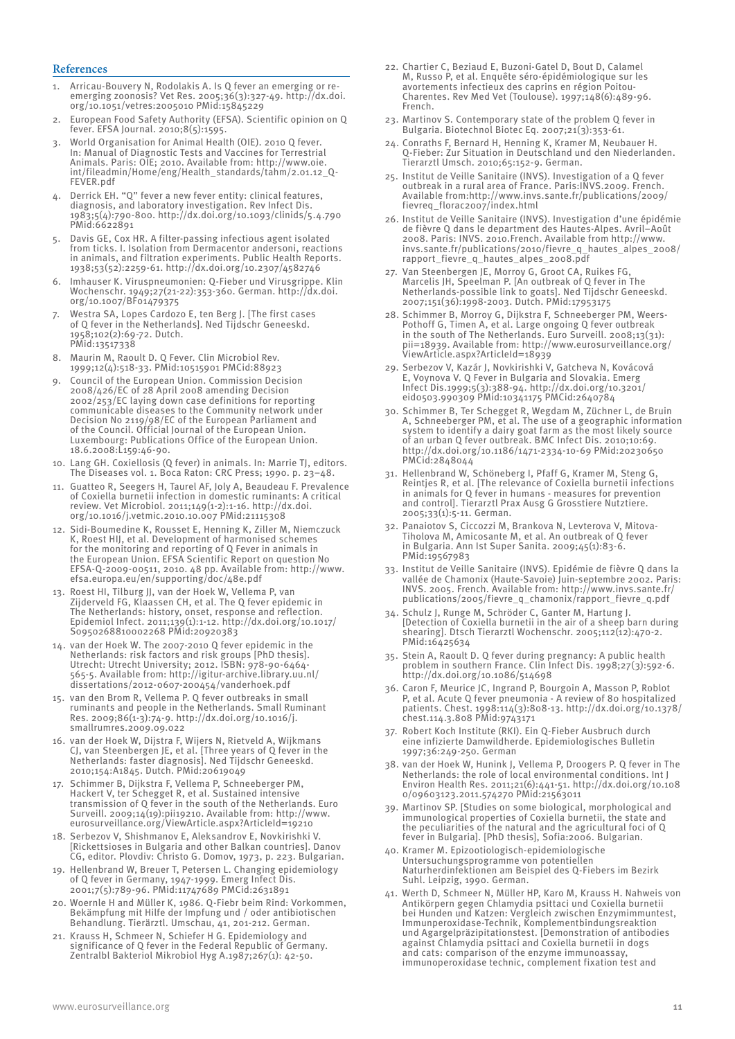## References

1. Arricau-Bouvery N, Rodolakis A. Is Q fever an emerging or re-emerging zoonosis? Vet Res. 2005;36(3):327-49. http://dx.doi.org/10.1051/vetres:2005010 PMid:15845229
2. European Food Safety Authority (EFSA). Scientific opinion on Q fever. EFSA Journal. 2010;8(5):1595.
3. World Organisation for Animal Health (OIE). 2010 Q fever. In: Manual of Diagnostic Tests and Vaccines for Terrestrial Animals. Paris: OIE; 2010. Available from: http://www.oie.int/fileadmin/Home/eng/Health_standards/tahm/2.01.12_Q-FEVER.pdf
4. Derrick EH. "Q" fever a new fever entity: clinical features, diagnosis, and laboratory investigation. Rev Infect Dis. 1983;5(4):790-800. http://dx.doi.org/10.1093/clinids/5.4.790 PMid:6622891
5. Davis GE, Cox HR. A filter-passing infectious agent isolated from ticks. I. Isolation from Dermacentor andersoni, reactions in animals, and filtration experiments. Public Health Reports. 1938;53(52):2259-61. http://dx.doi.org/10.2307/4582746
6. Imhauser K. Viruspneumonien: Q-Fieber und Virusgrippe. Klin Wochenschr. 1949;27(21-22):353-360. German. http://dx.doi.org/10.1007/BF01479375
7. Westra SA, Lopes Cardozo E, ten Berg J. [The first cases of Q fever in the Netherlands]. Ned Tijdschr Geneeskd. 1958;102(2):69-72. Dutch. PMid:13517338
8. Maurin M, Raoult D. Q Fever. Clin Microbiol Rev. 1999;12(4):518-33. PMid:10515901 PMCid:88923
9. Council of the European Union. Commission Decision 2008/426/EC of 28 April 2008 amending Decision 2002/253/EC laying down case definitions for reporting communicable diseases to the Community network under Decision No 2119/98/EC of the European Parliament and of the Council. Official Journal of the European Union. Luxembourg: Publications Office of the European Union. 18.6.2008:L159:46-90.
10. Lang GH. Coxiellosis (Q fever) in animals. In: Marrie TJ, editors. The Diseases vol. 1. Boca Raton: CRC Press; 1990. p. 23–48.
11. Guatteo R, Seegers H, Taurel AF, Joly A, Beaudeau F. Prevalence of Coxiella burnetii infection in domestic ruminants: A critical review. Vet Microbiol. 2011;149(1-2):1-16. http://dx.doi.org/10.1016/j.vetmic.2010.10.007 PMid:21115308
12. Sidi-Boumedine K, Rousset E, Henning K, Ziller M, Niemczuck K, Roest HIJ, et al. Development of harmonised schemes for the monitoring and reporting of Q Fever in animals in the European Union. EFSA Scientific Report on question No EFSA-Q-2009-00511, 2010. 48 pp. Available from: http://www.efsa.europa.eu/en/supporting/doc/48e.pdf
13. Roest HI, Tilburg JJ, van der Hoek W, Vellema P, van Zijderveld FG, Klaassen CH, et al. The Q fever epidemic in The Netherlands: history, onset, response and reflection. Epidemiol Infect. 2011;139(1):1-12. http://dx.doi.org/10.1017/S0950268810002268 PMid:20920383
14. van der Hoek W. The 2007-2010 Q fever epidemic in the Netherlands: risk factors and risk groups [PhD thesis]. Utrecht: Utrecht University; 2012. ISBN: 978-90-6464-565-5. Available from: http://igitur-archive.library.uu.nl/dissertations/2012-0607-200454/vanderhoek.pdf
15. van den Brom R, Vellema P. Q fever outbreaks in small ruminants and people in the Netherlands. Small Ruminant Res. 2009;86(1-3):74-9. http://dx.doi.org/10.1016/j.smallrumres.2009.09.022
16. van der Hoek W, Dijstra F, Wijers N, Rietveld A, Wijkmans CJ, van Steenbergen JE, et al. [Three years of Q fever in the Netherlands: faster diagnosis]. Ned Tijdschr Geneeskd. 2010;154:A1845. Dutch. PMid:20619049
17. Schimmer B, Dijkstra F, Vellema P, Schneeberger PM, Hackert V, ter Schegget R, et al. Sustained intensive transmission of Q fever in the south of the Netherlands. Euro Surveill. 2009;14(19):pii19210. Available from: http://www.eurosurveillance.org/ViewArticle.aspx?ArticleId=19210
18. Serbezov V, Shishmanov E, Aleksandrov E, Novkirishki V. [Rickettsioses in Bulgaria and other Balkan countries]. Danov CG, editor. Plovdiv: Christo G. Domov, 1973, p. 223. Bulgarian.
19. Hellenbrand W, Breuer T, Petersen L. Changing epidemiology of Q fever in Germany, 1947-1999. Emerg Infect Dis. 2001;7(5):789-96. PMid:11747689 PMCid:2631891
20. Woernle H and Müller K, 1986. Q-Fiebr beim Rind: Vorkommen, Bekämpfung mit Hilfe der Impfung und / oder antibiotischen Behandlung. Tierärztl. Umschau, 41, 201-212. German.
21. Krauss H, Schmeer N, Schiefer H G. Epidemiology and significance of Q fever in the Federal Republic of Germany. Zentralbl Bakteriol Mikrobiol Hyg A.1987;267(1): 42-50.
22. Chartier C, Beziaud E, Buzoni-Gatel D, Bout D, Calamel M, Russo P, et al. Enquête séro-épidémiologique sur les avortements infectieux des caprins en région Poitou-Charentes. Rev Med Vet (Toulouse). 1997;148(6):489-96. French.
23. Martinov S. Contemporary state of the problem Q fever in Bulgaria. Biotechnol Biotec Eq. 2007;21(3):353-61.
24. Conraths F, Bernard H, Henning K, Kramer M, Neubauer H. Q-Fieber: Zur Situation in Deutschland und den Niederlanden. Tierarztl Umsch. 2010;65:152-9. German.
25. Institut de Veille Sanitaire (INVS). Investigation of a Q fever outbreak in a rural area of France. Paris:INVS.2009. French. Available from:http://www.invs.sante.fr/publications/2009/fievreq_florac2007/index.html
26. Institut de Veille Sanitaire (INVS). Investigation d'une épidémie de fièvre Q dans le department des Hautes-Alpes. Avril–Août 2008. Paris: INVS. 2010.French. Available from http://www.invs.sante.fr/publications/2010/fievre_q_hautes_alpes_2008/rapport_fievre_q_hautes_alpes_2008.pdf
27. Van Steenbergen JE, Morroy G, Groot CA, Ruikes FG, Marcelis JH, Speelman P. [An outbreak of Q fever in The Netherlands-possible link to goats]. Ned Tijdschr Geneeskd. 2007;151(36):1998-2003. Dutch. PMid:17953175
28. Schimmer B, Morroy G, Dijkstra F, Schneeberger PM, Weers-Pothoff G, Timen A, et al. Large ongoing Q fever outbreak in the south of The Netherlands. Euro Surveill. 2008;13(31): pii=18939. Available from: http://www.eurosurveillance.org/ViewArticle.aspx?ArticleId=18939
29. Serbezov V, Kazár J, Novkirishki V, Gatcheva N, Kovácová E, Voynova V. Q Fever in Bulgaria and Slovakia. Emerg Infect Dis.1999;5(3):388-94. http://dx.doi.org/10.3201/eid0503.990309 PMid:10341175 PMCid:2640784
30. Schimmer B, Ter Schegget R, Wegdam M, Züchner L, de Bruin A, Schneeberger PM, et al. The use of a geographic information system to identify a dairy goat farm as the most likely source of an urban Q fever outbreak. BMC Infect Dis. 2010;10:69. http://dx.doi.org/10.1186/1471-2334-10-69 PMid:20230650 PMCid:2848044
31. Hellenbrand W, Schöneberg I, Pfaff G, Kramer M, Steng G, Reintjes R, et al. [The relevance of Coxiella burnetii infections in animals for Q fever in humans - measures for prevention and control]. Tierarztl Prax Ausg G Grosstiere Nutztiere. 2005;33(1):5-11. German.
32. Panaiotov S, Ciccozzi M, Brankova N, Levterova V, Mitova-Tiholova M, Amicosante M, et al. An outbreak of Q fever in Bulgaria. Ann Ist Super Sanita. 2009;45(1):83-6. PMid:19567983
33. Institut de Veille Sanitaire (INVS). Epidémie de fièvre Q dans la vallée de Chamonix (Haute-Savoie) Juin-septembre 2002. Paris: INVS. 2005. French. Available from: http://www.invs.sante.fr/publications/2005/fievre_q_chamonix/rapport_fievre_q.pdf
34. Schulz J, Runge M, Schröder C, Ganter M, Hartung J. [Detection of Coxiella burnetii in the air of a sheep barn during shearing]. Dtsch Tierarztl Wochenschr. 2005;112(12):470-2. PMid:16425634
35. Stein A, Raoult D. Q fever during pregnancy: A public health problem in southern France. Clin Infect Dis. 1998;27(3):592-6. http://dx.doi.org/10.1086/514698
36. Caron F, Meurice JC, Ingrand P, Bourgoin A, Masson P, Roblot P, et al. Acute Q fever pneumonia - A review of 80 hospitalized patients. Chest. 1998:114(3):808-13. http://dx.doi.org/10.1378/chest.114.3.808 PMid:9743171
37. Robert Koch Institute (RKI). Ein Q-Fieber Ausbruch durch eine infizierte Damwildherde. Epidemiologisches Bulletin 1997;36:249-250. German
38. van der Hoek W, Hunink J, Vellema P, Droogers P. Q fever in The Netherlands: the role of local environmental conditions. Int J Environ Health Res. 2011;21(6):441-51. http://dx.doi.org/10.1080/09603123.2011.574270 PMid:21563011
39. Martinov SP. [Studies on some biological, morphological and immunological properties of Coxiella burnetii, the state and the peculiarities of the natural and the agricultural foci of Q fever in Bulgaria]. [PhD thesis], Sofia:2006. Bulgarian.
40. Kramer M. Epizootiologisch-epidemiologische Untersuchungsprogramme von potentiellen Naturherdinfektionen am Beispiel des Q-Fiebers im Bezirk Suhl. Leipzig, 1990. German.
41. Werth D, Schmeer N, Müller HP, Karo M, Krauss H. Nahweis von Antikörpern gegen Chlamydia psittaci und Coxiella burnetii bei Hunden und Katzen: Vergleich zwischen Enzymimmuntest, Immunperoxidase-Technik, Komplementbindungsreaktion und Agargelpräzipitationstest. [Demonstration of antibodies against Chlamydia psittaci and Coxiella burnetii in dogs and cats: comparison of the enzyme immunoassay, immunoperoxidase technic, complement fixation test and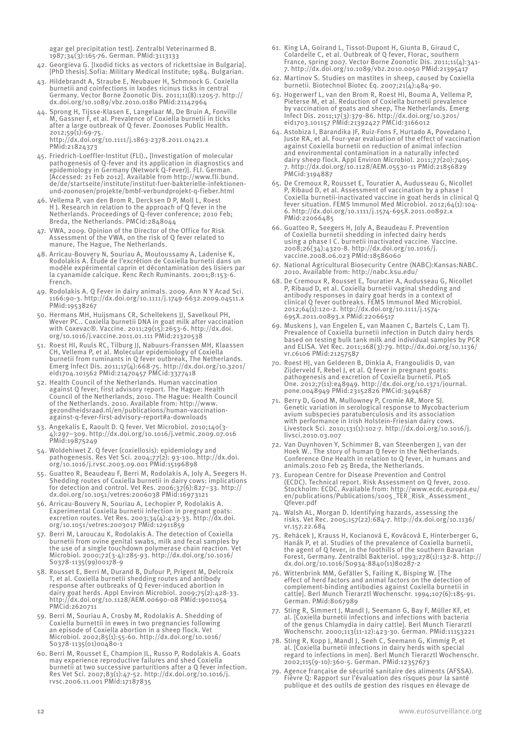agar gel precipitation test]. Zentralbl Veterinarmed B. 1987;34(3):165-76. German. PMid:3113133

42. Georgieva G. [Ixodid ticks as vectors of rickettsiae in Bulgaria]. [PhD thesis].Sofia: Military Medical Institute; 1984. Bulgarian.
43. Hildebrandt A, Straube E, Neubauer H, Schmoock G. Coxiella burnetii and coinfections in Ixodes ricinus ticks in central Germany. Vector Borne Zoonotic Dis. 2011;11(8):1205-7. http://dx.doi.org/10.1089/vbz.2010.0180 PMid:21142964
44. Sprong H, Tijsse-Klasen E, Langelaar M, De Bruin A, Fonville M, Gassner F, et al. Prevalence of Coxiella burnetii in ticks after a large outbreak of Q fever. Zoonoses Public Health. 2012;59(1):69-75. http://dx.doi.org/10.1111/j.1863-2378.2011.01421.x PMid:21824373
45. Friedrich-Loeffler-Institut (FLI)., [Investigation of molecular pathogenesis of Q-fever and its application in diagnostics and epidemiology in Germany (Network Q-Fever)]. FLI. German. [Accessed: 21 Feb 2012]. Available from http://www.fli.bund.de/de/startseite/institute/institut-fuer-bakterielle-infektionen-und-zoonosen/projekte/bmbf-verbundprojekt-q-fieber.html
46. Vellema P, van den Brom R, Dercksen D P, Moll L, Roest H J. Research in relation to the approach of Q fever in the Netherlands. Proceedings of Q-fever conference; 2010 Feb; Breda, the Netherlands. PMCid:2848044
47. VWA, 2009. Opinion of the Director of the Office for Risk Assessment of the VWA, on the risk of Q fever related to manure, The Hague, The Netherlands.
48. Arricau-Bouvery N, Souriau A, Moutoussamy A, Ladenise K, Rodolakis A. Étude de l'excrétion de Coxiella burnetii dans un modèle expérimental caprin et décontamination des lisiers par la cyanamide calcique. Renc Rech Ruminants. 2001;8:153-6. French.
49. Rodolakis A. Q Fever in dairy animals. 2009. Ann N Y Acad Sci. 1166:90-3. http://dx.doi.org/10.1111/j.1749-6632.2009.04511.x PMid:19538267
50. Hermans MH, Huijsmans CR, Schellekens JJ, Savelkoul PH, Wever PC.. Coxiella burnetii DNA in goat milk after vaccination with Coxevac®. Vaccine. 2011;29(15):2653-6. http://dx.doi.org/10.1016/j.vaccine.2011.01.111 PMid:21320538
51. Roest HI, Ruuls RC, Tilburg JJ, Nabuurs-Franssen MH, Klaassen CH, Vellema P, et al. Molecular epidemiology of Coxiella burnetii from ruminants in Q fever outbreak, The Netherlands. Emerg Infect Dis. 2011;17(4):668-75. http://dx.doi.org/10.3201/eid1704.101562 PMid:21470457 PMCid:3377418
52. Health Council of the Netherlands. Human vaccination against Q fever; first advisory report. The Hague: Health Council of the Netherlands, 2010. The Hague: Health Council of the Netherlands. 2010. Available from: http://www.gezondheidsraad.nl/en/publications/human-vaccination-against-q-fever-first-advisory-report#a-downloads
53. Angelakis E, Raoult D. Q fever. Vet Microbiol. 2010;140(3-4):297–309. http://dx.doi.org/10.1016/j.vetmic.2009.07.016 PMid:19875249
54. Woldehiwet Z. Q fever (coxiellosis): epidemiology and pathogenesis. Res Vet Sci. 2004;77(2): 93-100. http://dx.doi.org/10.1016/j.rvsc.2003.09.001 PMid:15196898
55. Guatteo R, Beaudeau F, Berri M, Rodolakis A, Joly A, Seegers H. Shedding routes of Coxiella burnetii in dairy cows: implications for detection and control. Vet Res. 2006;37(6):827–33. http://dx.doi.org/10.1051/vetres:2006038 PMid:16973121
56. Arricau-Bouvery N, Souriau A, Lechopier P, Rodolakis A. Experimental Coxiella burnetii infection in pregnant goats: excretion routes. Vet Res. 2003;34(4):423-33. http://dx.doi.org/10.1051/vetres:2003017 PMid:12911859
57. Berri M, Laroucau K, Rodolakis A. The detection of Coxiella burnetii from ovine genital swabs, milk and fecal samples by the use of a single touchdown polymerase chain reaction. Vet Microbiol. 2000;72(3-4):285-93. http://dx.doi.org/10.1016/S0378-1135(99)00178-9
58. Rousset E, Berri M, Durand B, Dufour P, Prigent M, Delcroix T, et al. Coxiella burnetii shedding routes and antibody response after outbreaks of Q Fever-induced abortion in dairy goat herds. Appl Environ Microbiol. 2009;75(2):428-33. http://dx.doi.org/10.1128/AEM.00690-08 PMid:19011054 PMCid:2620711
59. Berri M, Souriau A, Crosby M, Rodolakis A. Shedding of Coxiella burnettii in ewes in two pregnancies following an episode of Coxiella abortion in a sheep flock. Vet Microbiol. 2002;85(1):55-60. http://dx.doi.org/10.1016/S0378-1135(01)00480-1
60. Berri M, Rousset E, Champion JL, Russo P, Rodolakis A. Goats may experience reproductive failures and shed Coxiella burnetii at two successive parturitions after a Q fever infection. Res Vet Sci. 2007;83(1):47-52. http://dx.doi.org/10.1016/j.rvsc.2006.11.001 PMid:17187835
61. King LA, Goirand L, Tissot-Dupont H, Giunta B, Giraud C, Colardelle C, et al. Outbreak of Q fever, Florac, southern France, spring 2007. Vector Borne Zoonotic Dis. 2011;11(4):341-7. http://dx.doi.org/10.1089/vbz.2010.0050 PMid:21395417
62. Martinov S. Studies on mastites in sheep, caused by Coxiella burnetii. Biotechnol Biotec Eq. 2007;21(4):484-90.
63. Hogerwerf L, van den Brom R, Roest HI, Bouma A, Vellema P, Pieterse M, et al. Reduction of Coxiella burnetii prevalence by vaccination of goats and sheep, The Netherlands. Emerg Infect Dis. 2011;17(3):379-86. http://dx.doi.org/10.3201/eid1703.101157 PMid:21392427 PMCid:3166012
64. Astobiza I, Barandika JF, Ruiz-Fons F, Hurtado A, Povedano I, Juste RA, et al. Four-year evaluation of the effect of vaccination against Coxiella burnetii on reduction of animal infection and environmental contamination in a naturally infected dairy sheep flock. Appl Environ Microbiol. 2011;77(20):7405-7. http://dx.doi.org/10.1128/AEM.05530-11 PMid:21856829 PMCid:3194887
65. De Cremoux R, Rousset E, Touratier A, Audusseau G, Nicollet P, Ribaud D, et al. Assessment of vaccination by a phase I Coxiella burnetii-inactivated vaccine in goat herds in clinical Q fever situation. FEMS Immunol Med Microbiol. 2012;64(1):104-6. http://dx.doi.org/10.1111/j.1574-695X.2011.00892.x PMid:22066485
66. Guatteo R, Seegers H, Joly A, Beaudeau F. Prevention of Coxiella burnetii shedding in infected dairy herds using a phase I C. burnetii inactivated vaccine. Vaccine. 2008;26(34):4320-8. http://dx.doi.org/10.1016/j.vaccine.2008.06.023 PMid:18586060
67. National Agricultural Biosecurity Centre (NABC):Kansas:NABC. 2010. Available from: http://nabc.ksu.edu/
68. De Cremoux R, Rousset E, Touratier A, Audusseau G, Nicollet P, Ribaud D, et al. Coxiella burnetii vaginal shedding and antibody responses in dairy goat herds in a context of clinical Q fever outbreaks. FEMS Immunol Med Microbiol. 2012;64(1):120-2. http://dx.doi.org/10.1111/j.1574-695X.2011.00893.x PMid:22066517
69. Muskens J, van Engelen E, van Maanen C, Bartels C, Lam TJ. Prevalence of Coxiella burnetii infection in Dutch dairy herds based on testing bulk tank milk and individual samples by PCR and ELISA. Vet Rec. 2011;168(3):79. http://dx.doi.org/10.1136/vr.c6106 PMid:21257587
70. Roest HJ, van Gelderen B, Dinkla A, Frangoulidis D, van Zijderveld F, Rebel J, et al. Q fever in pregnant goats: pathogenesis and excretion of Coxiella burnetii. PLoS One. 2012;7(11):e48949. http://dx.doi.org/10.1371/journal.pone.0048949 PMid:23152826 PMCid:3494687
71. Berry D, Good M, Mullowney P, Cromie AR, More SJ. Genetic variation in serological response to Mycobacterium avium subspecies paratuberculosis and its association with performance in Irish Holstein-Friesian dairy cows. Livestock Sci. 2010;131(1):102-7. http://dx.doi.org/10.1016/j.livsci.2010.03.007
72. Van Duynhoven Y, Schimmer B, van Steenbergen J, van der Hoek W.. The story of human Q fever in the Netherlands. Conference One Health in relation to Q fever, in humans and animals.2010 Feb 25 Breda, the Netherlands.
73. European Centre for Disease Prevention and Control (ECDC). Technical report. Risk Assessment on Q fever, 2010. Stockholm: ECDC. Available from: http://www.ecdc.europa.eu/en/publications/Publications/1005_TER_Risk_Assessment_Qfever.pdf
74. Walsh AL, Morgan D. Identifying hazards, assessing the risks. Vet Rec. 2005;157(22):684-7. http://dx.doi.org/10.1136/vr.157.22.684
75. Rehácek J, Krauss H, Kocianová E, Kovácová E, Hinterberger G, Hanák P, et al. Studies of the prevalence of Coxiella burnetii, the agent of Q fever, in the foothills of the southern Bavarian Forest, Germany. Zentralbl Bakteriol. 1993;278(1):132-8. http://dx.doi.org/10.1016/S0934-8840(11)80287-2
76. Wittenbrink MM, Gefäller S, Failing K, Bisping W. [The effect of herd factors and animal factors on the detection of complement-binding antibodies against Coxiella burnetii in cattle]. Berl Munch Tierarztl Wochenschr. 1994;107(6):185-91. German. PMid:8067989
77. Sting R, Simmert J, Mandl J, Seemann G, Bay F, Müller KF, et al. [Coxiella burnetii infections and infections with bacteria of the genus Chlamydia in dairy cattle]. Berl Munch Tierarztl Wochenschr. 2000;113(11-12):423-30. German. PMid:11153221
78. Sting R, Kopp J, Mandl J, Seeh C, Seemann G, Kimmig P, et al. [Coxiella burnetii infections in dairy herds with special regard to infections in men]. Berl Munch Tierarztl Wochenschr. 2002;115(9-10):360-5. German. PMid:12357673
79. Agence française de sécurité sanitaire des aliments (AFSSA). Fièvre Q: Rapport sur l'évaluation des risques pour la santé publique et des outils de gestion des risques en élevage de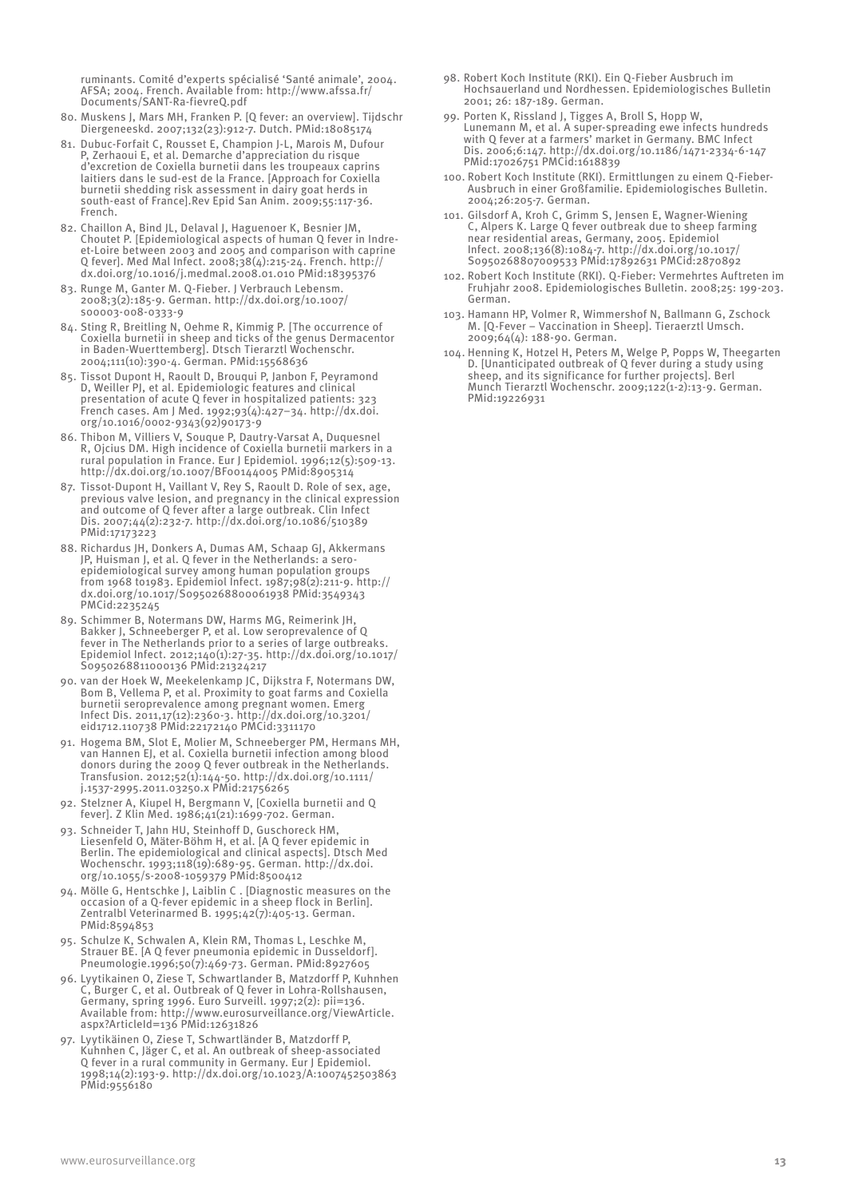ruminants. Comité d'experts spécialisé 'Santé animale', 2004. AFSA; 2004. French. Available from: http://www.afssa.fr/Documents/SANT-Ra-fievreQ.pdf

80. Muskens J, Mars MH, Franken P. [Q fever: an overview]. Tijdschr Diergeneeskd. 2007;132(23):912-7. Dutch. PMid:18085174
81. Dubuc-Forfait C, Rousset E, Champion J-L, Marois M, Dufour P, Zerhaoui E, et al. Demarche d'appreciation du risque d'excretion de Coxiella burnetii dans les troupeaux caprins laitiers dans le sud-est de la France. [Approach for Coxiella burnetii shedding risk assessment in dairy goat herds in south-east of France].Rev Epid San Anim. 2009;55:117-36. French.
82. Chaillon A, Bind JL, Delaval J, Haguenoer K, Besnier JM, Choutet P. [Epidemiological aspects of human Q fever in Indre-et-Loire between 2003 and 2005 and comparison with caprine Q fever]. Med Mal Infect. 2008;38(4):215-24. French. http://dx.doi.org/10.1016/j.medmal.2008.01.010 PMid:18395376
83. Runge M, Ganter M. Q-Fieber. J Verbrauch Lebensm. 2008;3(2):185-9. German. http://dx.doi.org/10.1007/s00003-008-0333-9
84. Sting R, Breitling N, Oehme R, Kimmig P. [The occurrence of Coxiella burnetii in sheep and ticks of the genus Dermacentor in Baden-Wuerttemberg]. Dtsch Tierarztl Wochenschr. 2004;111(10):390-4. German. PMid:15568636
85. Tissot Dupont H, Raoult D, Brouqui P, Janbon F, Peyramond D, Weiller PJ, et al. Epidemiologic features and clinical presentation of acute Q fever in hospitalized patients: 323 French cases. Am J Med. 1992;93(4):427–34. http://dx.doi.org/10.1016/0002-9343(92)90173-9
86. Thibon M, Villiers V, Souque P, Dautry-Varsat A, Duquesnel R, Ojcius DM. High incidence of Coxiella burnetii markers in a rural population in France. Eur J Epidemiol. 1996;12(5):509-13. http://dx.doi.org/10.1007/BF00144005 PMid:8905314
87. Tissot-Dupont H, Vaillant V, Rey S, Raoult D. Role of sex, age, previous valve lesion, and pregnancy in the clinical expression and outcome of Q fever after a large outbreak. Clin Infect Dis. 2007;44(2):232-7. http://dx.doi.org/10.1086/510389 PMid:17173223
88. Richardus JH, Donkers A, Dumas AM, Schaap GJ, Akkermans JP, Huisman J, et al. Q fever in the Netherlands: a sero-epidemiological survey among human population groups from 1968 to1983. Epidemiol Infect. 1987;98(2):211-9. http://dx.doi.org/10.1017/S0950268800061938 PMid:3549343 PMCid:2235245
89. Schimmer B, Notermans DW, Harms MG, Reimerink JH, Bakker J, Schneeberger P, et al. Low seroprevalence of Q fever in The Netherlands prior to a series of large outbreaks. Epidemiol Infect. 2012;140(1):27-35. http://dx.doi.org/10.1017/S0950268811000136 PMid:21324217
90. van der Hoek W, Meekelenkamp JC, Dijkstra F, Notermans DW, Bom B, Vellema P, et al. Proximity to goat farms and Coxiella burnetii seroprevalence among pregnant women. Emerg Infect Dis. 2011,17(12):2360-3. http://dx.doi.org/10.3201/eid1712.110738 PMid:22172140 PMCid:3311170
91. Hogema BM, Slot E, Molier M, Schneeberger PM, Hermans MH, van Hannen EJ, et al. Coxiella burnetii infection among blood donors during the 2009 Q fever outbreak in the Netherlands. Transfusion. 2012;52(1):144-50. http://dx.doi.org/10.1111/j.1537-2995.2011.03250.x PMid:21756265
92. Stelzner A, Kiupel H, Bergmann V, [Coxiella burnetii and Q fever]. Z Klin Med. 1986;41(21):1699-702. German.
93. Schneider T, Jahn HU, Steinhoff D, Guschoreck HM, Liesenfeld O, Mäter-Böhm H, et al. [A Q fever epidemic in Berlin. The epidemiological and clinical aspects]. Dtsch Med Wochenschr. 1993;118(19):689-95. German. http://dx.doi.org/10.1055/s-2008-1059379 PMid:8500412
94. Mölle G, Hentschke J, Laiblin C . [Diagnostic measures on the occasion of a Q-fever epidemic in a sheep flock in Berlin]. Zentralbl Veterinarmed B. 1995;42(7):405-13. German. PMid:8594853
95. Schulze K, Schwalen A, Klein RM, Thomas L, Leschke M, Strauer BE. [A Q fever pneumonia epidemic in Dusseldorf]. Pneumologie.1996;50(7):469-73. German. PMid:8927605
96. Lyytikainen O, Ziese T, Schwartlander B, Matzdorff P, Kuhnhen C, Burger C, et al. Outbreak of Q fever in Lohra-Rollshausen, Germany, spring 1996. Euro Surveill. 1997;2(2): pii=136. Available from: http://www.eurosurveillance.org/ViewArticle.aspx?ArticleId=136 PMid:12631826
97. Lyytikäinen O, Ziese T, Schwartländer B, Matzdorff P, Kuhnhen C, Jäger C, et al. An outbreak of sheep-associated Q fever in a rural community in Germany. Eur J Epidemiol. 1998;14(2):193-9. http://dx.doi.org/10.1023/A:1007452503863 PMid:9556180
98. Robert Koch Institute (RKI). Ein Q-Fieber Ausbruch im Hochsauerland und Nordhessen. Epidemiologisches Bulletin 2001; 26: 187-189. German.
99. Porten K, Rissland J, Tigges A, Broll S, Hopp W, Lunemann M, et al. A super-spreading ewe infects hundreds with Q fever at a farmers' market in Germany. BMC Infect Dis. 2006;6:147. http://dx.doi.org/10.1186/1471-2334-6-147 PMid:17026751 PMCid:1618839
100. Robert Koch Institute (RKI). Ermittlungen zu einem Q-Fieber-Ausbruch in einer Großfamilie. Epidemiologisches Bulletin. 2004;26:205-7. German.
101. Gilsdorf A, Kroh C, Grimm S, Jensen E, Wagner-Wiening C, Alpers K. Large Q fever outbreak due to sheep farming near residential areas, Germany, 2005. Epidemiol Infect. 2008;136(8):1084-7. http://dx.doi.org/10.1017/S0950268807009533 PMid:17892631 PMCid:2870892
102. Robert Koch Institute (RKI). Q-Fieber: Vermehrtes Auftreten im Fruhjahr 2008. Epidemiologisches Bulletin. 2008;25: 199-203. German.
103. Hamann HP, Volmer R, Wimmershof N, Ballmann G, Zschock M. [Q-Fever – Vaccination in Sheep]. Tieraerztl Umsch. 2009;64(4): 188-90. German.
104. Henning K, Hotzel H, Peters M, Welge P, Popps W, Theegarten D. [Unanticipated outbreak of Q fever during a study using sheep, and its significance for further projects]. Berl Munch Tierarztl Wochenschr. 2009;122(1-2):13-9. German. PMid:19226931